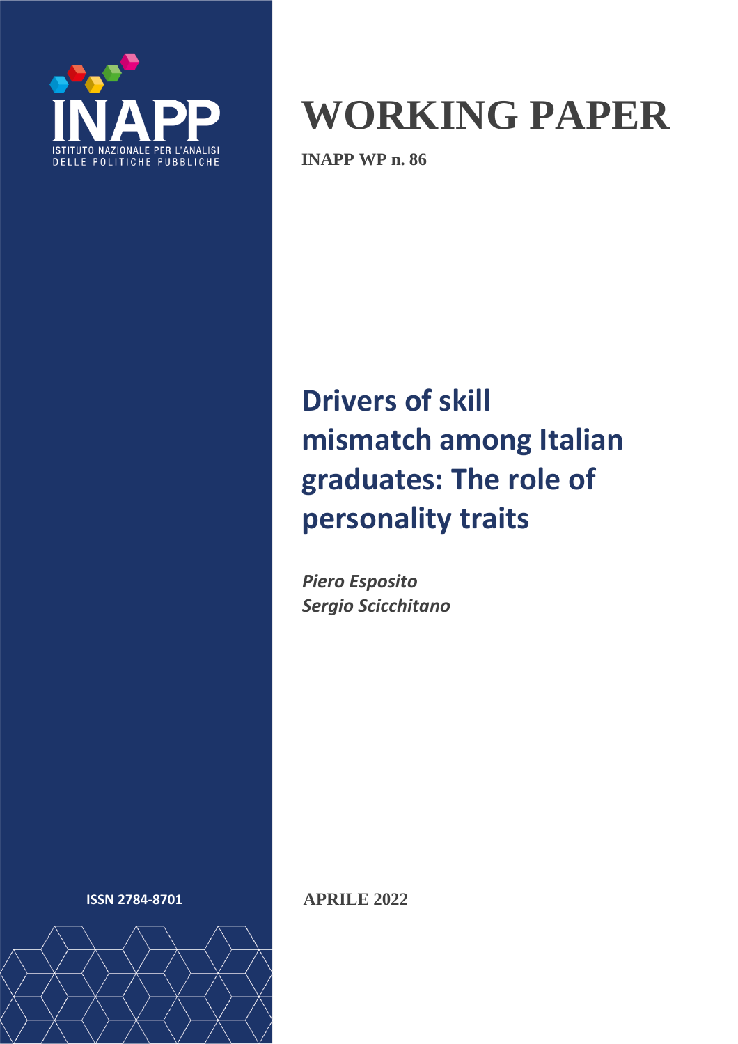INAPP

ISTITUTO NAZIONALE PER L'ANALISI DELLE POLITICHE PUBBLICHE

# WORKING PAPER

**INAPP WP n. 86**

# Drivers of skill mismatch among Italian graduates: The role of personality traits

*Piero Esposito*
*Sergio Scicchitano*

**ISSN 2784-8701**

**APRILE 2022**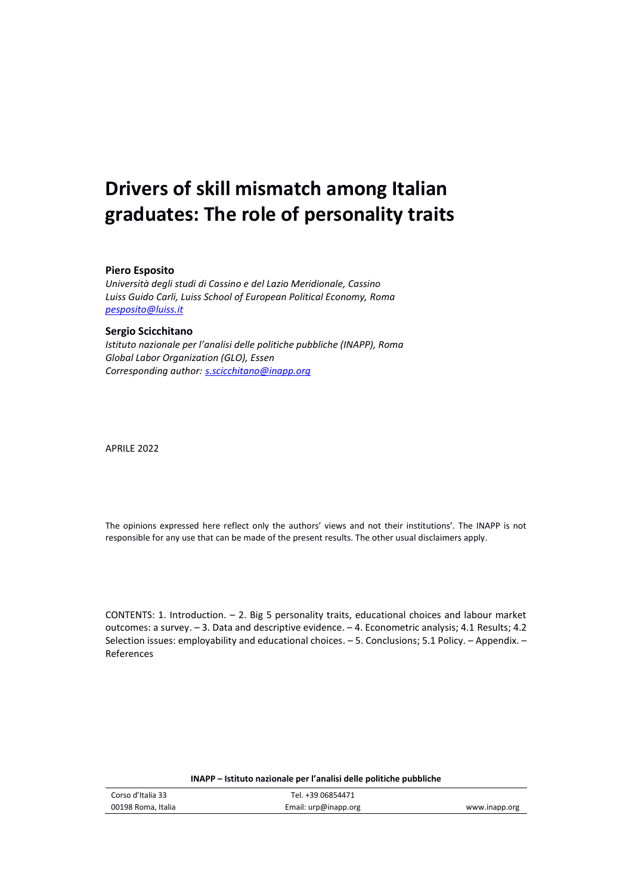# Drivers of skill mismatch among Italian graduates: The role of personality traits

**Piero Esposito**

*Università degli studi di Cassino e del Lazio Meridionale, Cassino*
*Luiss Guido Carli, Luiss School of European Political Economy, Roma*
*pesposito@luiss.it*

**Sergio Scicchitano**

*Istituto nazionale per l'analisi delle politiche pubbliche (INAPP), Roma*
*Global Labor Organization (GLO), Essen*
*Corresponding author: s.scicchitano@inapp.org*

APRILE 2022

The opinions expressed here reflect only the authors' views and not their institutions'. The INAPP is not responsible for any use that can be made of the present results. The other usual disclaimers apply.

CONTENTS: 1. Introduction. – 2. Big 5 personality traits, educational choices and labour market outcomes: a survey. – 3. Data and descriptive evidence. – 4. Econometric analysis; 4.1 Results; 4.2 Selection issues: employability and educational choices. – 5. Conclusions; 5.1 Policy. – Appendix. – References

**INAPP – Istituto nazionale per l'analisi delle politiche pubbliche**

| Corso d'Italia 33 | Tel. +39 06854471 | |
|---|---|---|
| 00198 Roma, Italia | Email: urp@inapp.org | www.inapp.org |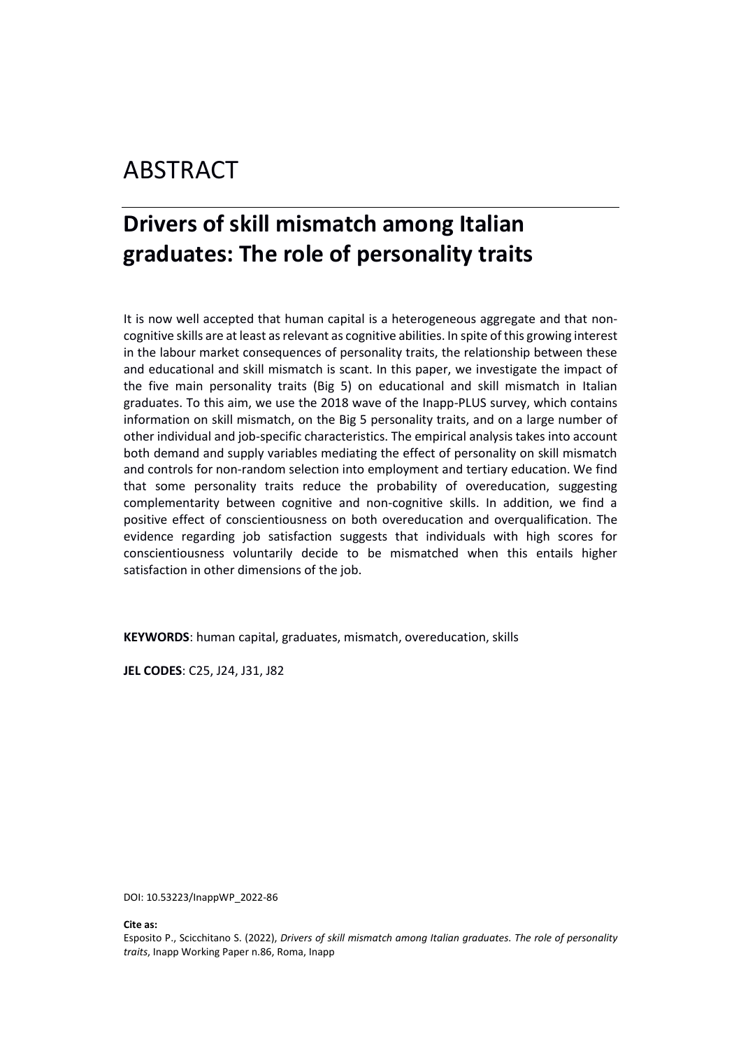# ABSTRACT

## Drivers of skill mismatch among Italian graduates: The role of personality traits

It is now well accepted that human capital is a heterogeneous aggregate and that non-cognitive skills are at least as relevant as cognitive abilities. In spite of this growing interest in the labour market consequences of personality traits, the relationship between these and educational and skill mismatch is scant. In this paper, we investigate the impact of the five main personality traits (Big 5) on educational and skill mismatch in Italian graduates. To this aim, we use the 2018 wave of the Inapp-PLUS survey, which contains information on skill mismatch, on the Big 5 personality traits, and on a large number of other individual and job-specific characteristics. The empirical analysis takes into account both demand and supply variables mediating the effect of personality on skill mismatch and controls for non-random selection into employment and tertiary education. We find that some personality traits reduce the probability of overeducation, suggesting complementarity between cognitive and non-cognitive skills. In addition, we find a positive effect of conscientiousness on both overeducation and overqualification. The evidence regarding job satisfaction suggests that individuals with high scores for conscientiousness voluntarily decide to be mismatched when this entails higher satisfaction in other dimensions of the job.

**KEYWORDS**: human capital, graduates, mismatch, overeducation, skills

**JEL CODES**: C25, J24, J31, J82

DOI: 10.53223/InappWP_2022-86

**Cite as:**
Esposito P., Scicchitano S. (2022), *Drivers of skill mismatch among Italian graduates. The role of personality traits*, Inapp Working Paper n.86, Roma, Inapp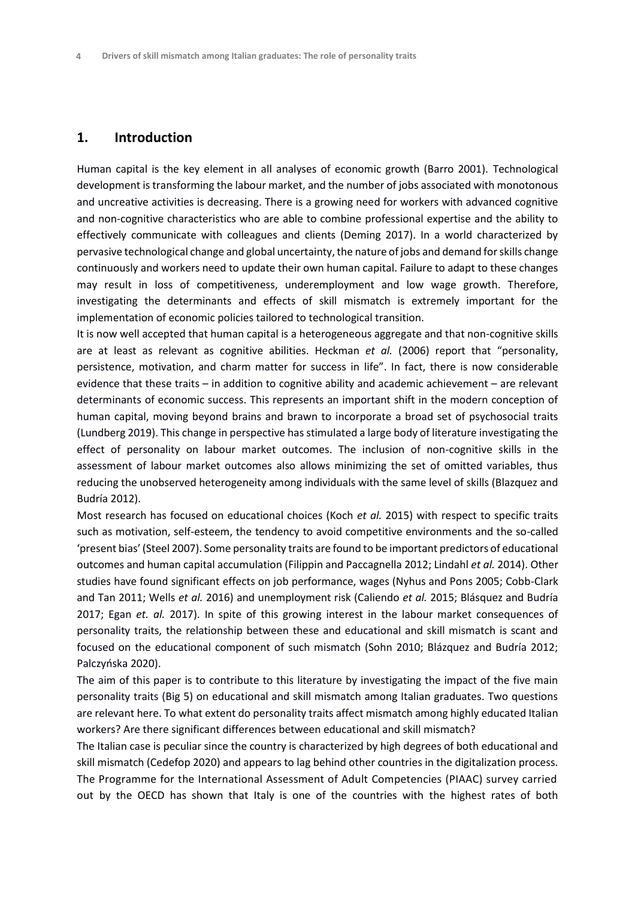## 1. Introduction

Human capital is the key element in all analyses of economic growth (Barro 2001). Technological development is transforming the labour market, and the number of jobs associated with monotonous and uncreative activities is decreasing. There is a growing need for workers with advanced cognitive and non-cognitive characteristics who are able to combine professional expertise and the ability to effectively communicate with colleagues and clients (Deming 2017). In a world characterized by pervasive technological change and global uncertainty, the nature of jobs and demand for skills change continuously and workers need to update their own human capital. Failure to adapt to these changes may result in loss of competitiveness, underemployment and low wage growth. Therefore, investigating the determinants and effects of skill mismatch is extremely important for the implementation of economic policies tailored to technological transition.

It is now well accepted that human capital is a heterogeneous aggregate and that non-cognitive skills are at least as relevant as cognitive abilities. Heckman *et al.* (2006) report that "personality, persistence, motivation, and charm matter for success in life". In fact, there is now considerable evidence that these traits – in addition to cognitive ability and academic achievement – are relevant determinants of economic success. This represents an important shift in the modern conception of human capital, moving beyond brains and brawn to incorporate a broad set of psychosocial traits (Lundberg 2019). This change in perspective has stimulated a large body of literature investigating the effect of personality on labour market outcomes. The inclusion of non-cognitive skills in the assessment of labour market outcomes also allows minimizing the set of omitted variables, thus reducing the unobserved heterogeneity among individuals with the same level of skills (Blazquez and Budría 2012).

Most research has focused on educational choices (Koch *et al.* 2015) with respect to specific traits such as motivation, self-esteem, the tendency to avoid competitive environments and the so-called 'present bias' (Steel 2007). Some personality traits are found to be important predictors of educational outcomes and human capital accumulation (Filippin and Paccagnella 2012; Lindahl *et al.* 2014). Other studies have found significant effects on job performance, wages (Nyhus and Pons 2005; Cobb-Clark and Tan 2011; Wells *et al.* 2016) and unemployment risk (Caliendo *et al.* 2015; Blásquez and Budría 2017; Egan *et. al.* 2017). In spite of this growing interest in the labour market consequences of personality traits, the relationship between these and educational and skill mismatch is scant and focused on the educational component of such mismatch (Sohn 2010; Blázquez and Budría 2012; Palczyńska 2020).

The aim of this paper is to contribute to this literature by investigating the impact of the five main personality traits (Big 5) on educational and skill mismatch among Italian graduates. Two questions are relevant here. To what extent do personality traits affect mismatch among highly educated Italian workers? Are there significant differences between educational and skill mismatch?

The Italian case is peculiar since the country is characterized by high degrees of both educational and skill mismatch (Cedefop 2020) and appears to lag behind other countries in the digitalization process. The Programme for the International Assessment of Adult Competencies (PIAAC) survey carried out by the OECD has shown that Italy is one of the countries with the highest rates of both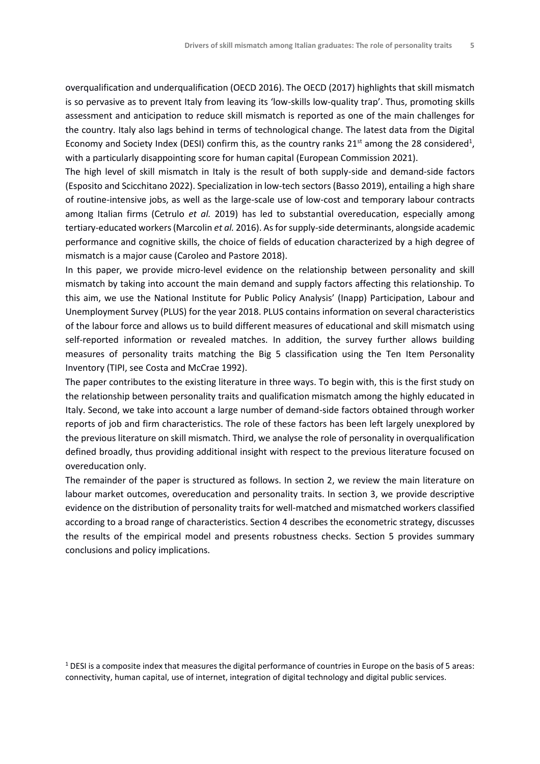overqualification and underqualification (OECD 2016). The OECD (2017) highlights that skill mismatch is so pervasive as to prevent Italy from leaving its 'low-skills low-quality trap'. Thus, promoting skills assessment and anticipation to reduce skill mismatch is reported as one of the main challenges for the country. Italy also lags behind in terms of technological change. The latest data from the Digital Economy and Society Index (DESI) confirm this, as the country ranks 21st among the 28 considered[1], with a particularly disappointing score for human capital (European Commission 2021).

The high level of skill mismatch in Italy is the result of both supply-side and demand-side factors (Esposito and Scicchitano 2022). Specialization in low-tech sectors (Basso 2019), entailing a high share of routine-intensive jobs, as well as the large-scale use of low-cost and temporary labour contracts among Italian firms (Cetrulo *et al.* 2019) has led to substantial overeducation, especially among tertiary-educated workers (Marcolin *et al.* 2016). As for supply-side determinants, alongside academic performance and cognitive skills, the choice of fields of education characterized by a high degree of mismatch is a major cause (Caroleo and Pastore 2018).

In this paper, we provide micro-level evidence on the relationship between personality and skill mismatch by taking into account the main demand and supply factors affecting this relationship. To this aim, we use the National Institute for Public Policy Analysis' (Inapp) Participation, Labour and Unemployment Survey (PLUS) for the year 2018. PLUS contains information on several characteristics of the labour force and allows us to build different measures of educational and skill mismatch using self-reported information or revealed matches. In addition, the survey further allows building measures of personality traits matching the Big 5 classification using the Ten Item Personality Inventory (TIPI, see Costa and McCrae 1992).

The paper contributes to the existing literature in three ways. To begin with, this is the first study on the relationship between personality traits and qualification mismatch among the highly educated in Italy. Second, we take into account a large number of demand-side factors obtained through worker reports of job and firm characteristics. The role of these factors has been left largely unexplored by the previous literature on skill mismatch. Third, we analyse the role of personality in overqualification defined broadly, thus providing additional insight with respect to the previous literature focused on overeducation only.

The remainder of the paper is structured as follows. In section 2, we review the main literature on labour market outcomes, overeducation and personality traits. In section 3, we provide descriptive evidence on the distribution of personality traits for well-matched and mismatched workers classified according to a broad range of characteristics. Section 4 describes the econometric strategy, discusses the results of the empirical model and presents robustness checks. Section 5 provides summary conclusions and policy implications.

[1] DESI is a composite index that measures the digital performance of countries in Europe on the basis of 5 areas: connectivity, human capital, use of internet, integration of digital technology and digital public services.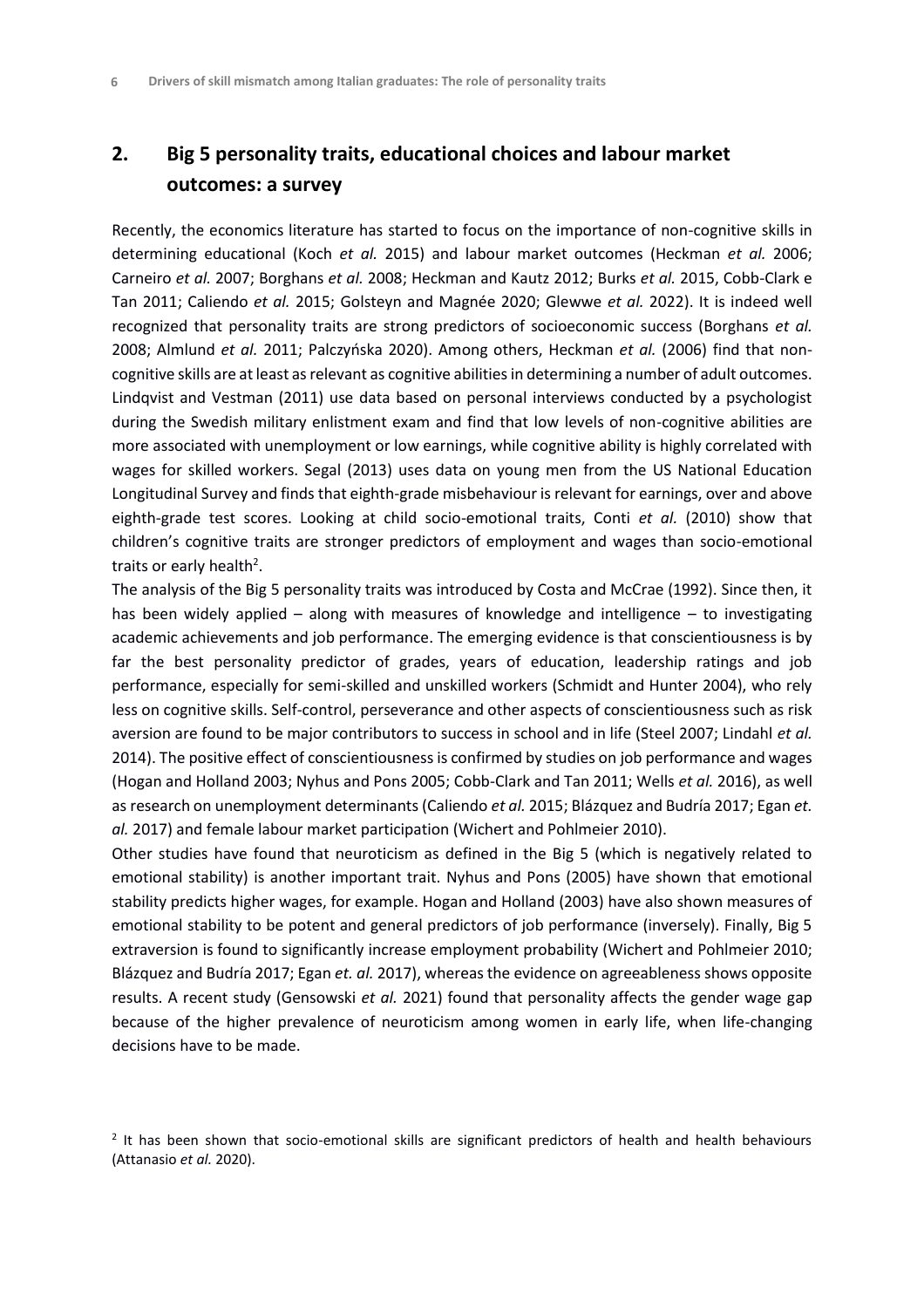## 2. Big 5 personality traits, educational choices and labour market outcomes: a survey

Recently, the economics literature has started to focus on the importance of non-cognitive skills in determining educational (Koch *et al.* 2015) and labour market outcomes (Heckman *et al.* 2006; Carneiro *et al.* 2007; Borghans *et al.* 2008; Heckman and Kautz 2012; Burks *et al.* 2015, Cobb-Clark e Tan 2011; Caliendo *et al.* 2015; Golsteyn and Magnée 2020; Glewwe *et al.* 2022). It is indeed well recognized that personality traits are strong predictors of socioeconomic success (Borghans *et al.* 2008; Almlund *et al.* 2011; Palczyńska 2020). Among others, Heckman *et al.* (2006) find that non-cognitive skills are at least as relevant as cognitive abilities in determining a number of adult outcomes. Lindqvist and Vestman (2011) use data based on personal interviews conducted by a psychologist during the Swedish military enlistment exam and find that low levels of non-cognitive abilities are more associated with unemployment or low earnings, while cognitive ability is highly correlated with wages for skilled workers. Segal (2013) uses data on young men from the US National Education Longitudinal Survey and finds that eighth-grade misbehaviour is relevant for earnings, over and above eighth-grade test scores. Looking at child socio-emotional traits, Conti *et al.* (2010) show that children's cognitive traits are stronger predictors of employment and wages than socio-emotional traits or early health[2].

The analysis of the Big 5 personality traits was introduced by Costa and McCrae (1992). Since then, it has been widely applied – along with measures of knowledge and intelligence – to investigating academic achievements and job performance. The emerging evidence is that conscientiousness is by far the best personality predictor of grades, years of education, leadership ratings and job performance, especially for semi-skilled and unskilled workers (Schmidt and Hunter 2004), who rely less on cognitive skills. Self-control, perseverance and other aspects of conscientiousness such as risk aversion are found to be major contributors to success in school and in life (Steel 2007; Lindahl *et al.* 2014). The positive effect of conscientiousness is confirmed by studies on job performance and wages (Hogan and Holland 2003; Nyhus and Pons 2005; Cobb-Clark and Tan 2011; Wells *et al.* 2016), as well as research on unemployment determinants (Caliendo *et al.* 2015; Blázquez and Budría 2017; Egan *et. al.* 2017) and female labour market participation (Wichert and Pohlmeier 2010).

Other studies have found that neuroticism as defined in the Big 5 (which is negatively related to emotional stability) is another important trait. Nyhus and Pons (2005) have shown that emotional stability predicts higher wages, for example. Hogan and Holland (2003) have also shown measures of emotional stability to be potent and general predictors of job performance (inversely). Finally, Big 5 extraversion is found to significantly increase employment probability (Wichert and Pohlmeier 2010; Blázquez and Budría 2017; Egan *et. al.* 2017), whereas the evidence on agreeableness shows opposite results. A recent study (Gensowski *et al.* 2021) found that personality affects the gender wage gap because of the higher prevalence of neuroticism among women in early life, when life-changing decisions have to be made.

[2] It has been shown that socio-emotional skills are significant predictors of health and health behaviours (Attanasio *et al.* 2020).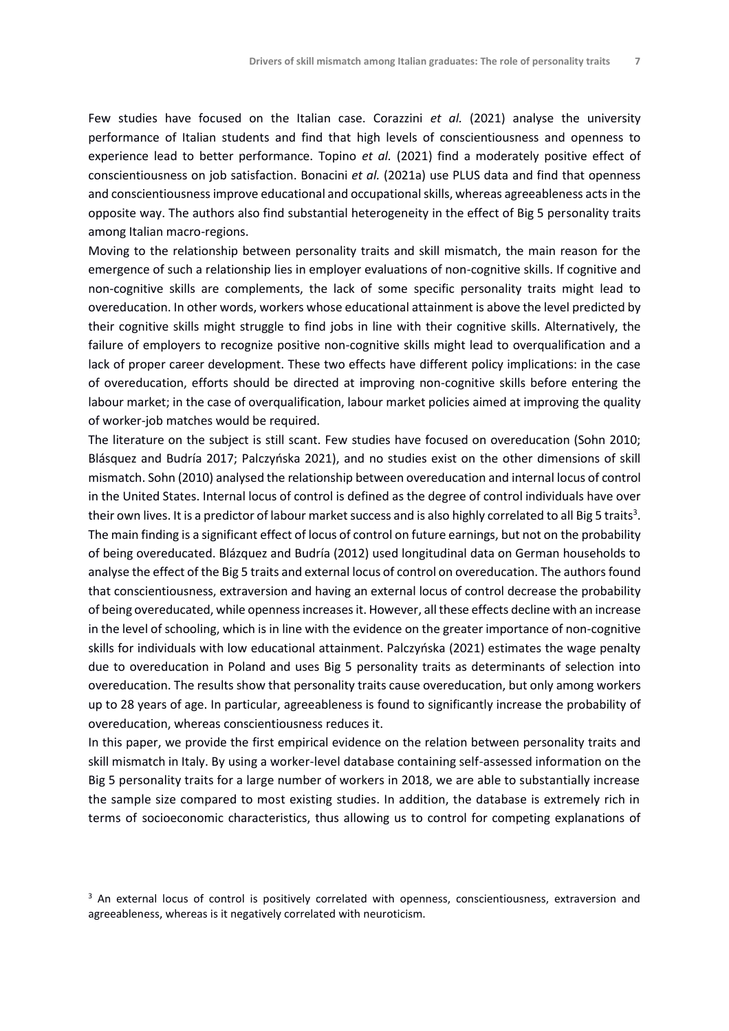Few studies have focused on the Italian case. Corazzini *et al.* (2021) analyse the university performance of Italian students and find that high levels of conscientiousness and openness to experience lead to better performance. Topino *et al.* (2021) find a moderately positive effect of conscientiousness on job satisfaction. Bonacini *et al.* (2021a) use PLUS data and find that openness and conscientiousness improve educational and occupational skills, whereas agreeableness acts in the opposite way. The authors also find substantial heterogeneity in the effect of Big 5 personality traits among Italian macro-regions.

Moving to the relationship between personality traits and skill mismatch, the main reason for the emergence of such a relationship lies in employer evaluations of non-cognitive skills. If cognitive and non-cognitive skills are complements, the lack of some specific personality traits might lead to overeducation. In other words, workers whose educational attainment is above the level predicted by their cognitive skills might struggle to find jobs in line with their cognitive skills. Alternatively, the failure of employers to recognize positive non-cognitive skills might lead to overqualification and a lack of proper career development. These two effects have different policy implications: in the case of overeducation, efforts should be directed at improving non-cognitive skills before entering the labour market; in the case of overqualification, labour market policies aimed at improving the quality of worker-job matches would be required.

The literature on the subject is still scant. Few studies have focused on overeducation (Sohn 2010; Blásquez and Budría 2017; Palczyńska 2021), and no studies exist on the other dimensions of skill mismatch. Sohn (2010) analysed the relationship between overeducation and internal locus of control in the United States. Internal locus of control is defined as the degree of control individuals have over their own lives. It is a predictor of labour market success and is also highly correlated to all Big 5 traits[3]. The main finding is a significant effect of locus of control on future earnings, but not on the probability of being overeducated. Blázquez and Budría (2012) used longitudinal data on German households to analyse the effect of the Big 5 traits and external locus of control on overeducation. The authors found that conscientiousness, extraversion and having an external locus of control decrease the probability of being overeducated, while openness increases it. However, all these effects decline with an increase in the level of schooling, which is in line with the evidence on the greater importance of non-cognitive skills for individuals with low educational attainment. Palczyńska (2021) estimates the wage penalty due to overeducation in Poland and uses Big 5 personality traits as determinants of selection into overeducation. The results show that personality traits cause overeducation, but only among workers up to 28 years of age. In particular, agreeableness is found to significantly increase the probability of overeducation, whereas conscientiousness reduces it.

In this paper, we provide the first empirical evidence on the relation between personality traits and skill mismatch in Italy. By using a worker-level database containing self-assessed information on the Big 5 personality traits for a large number of workers in 2018, we are able to substantially increase the sample size compared to most existing studies. In addition, the database is extremely rich in terms of socioeconomic characteristics, thus allowing us to control for competing explanations of

[3] An external locus of control is positively correlated with openness, conscientiousness, extraversion and agreeableness, whereas is it negatively correlated with neuroticism.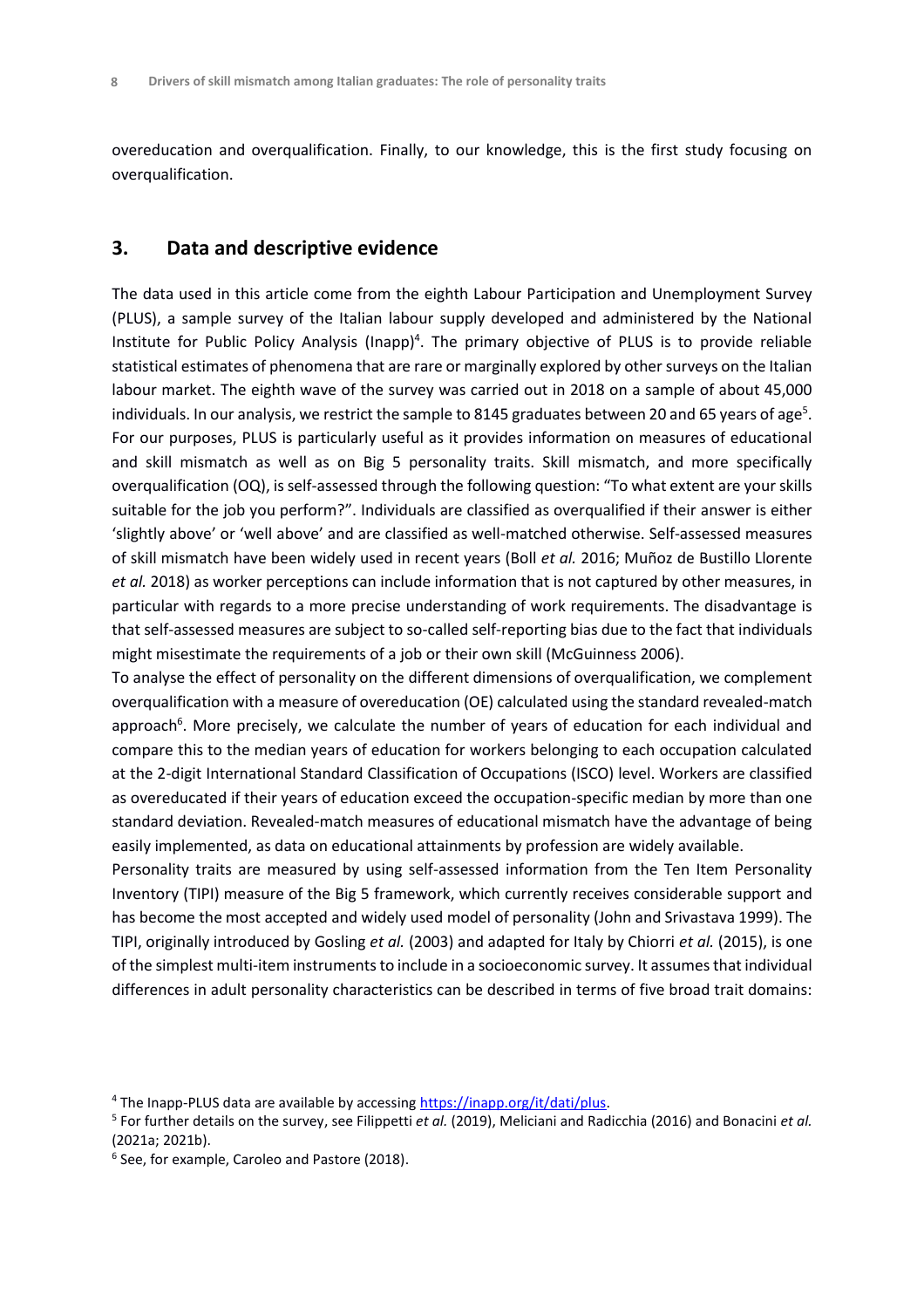overeducation and overqualification. Finally, to our knowledge, this is the first study focusing on overqualification.

## 3. Data and descriptive evidence

The data used in this article come from the eighth Labour Participation and Unemployment Survey (PLUS), a sample survey of the Italian labour supply developed and administered by the National Institute for Public Policy Analysis (Inapp)[4]. The primary objective of PLUS is to provide reliable statistical estimates of phenomena that are rare or marginally explored by other surveys on the Italian labour market. The eighth wave of the survey was carried out in 2018 on a sample of about 45,000 individuals. In our analysis, we restrict the sample to 8145 graduates between 20 and 65 years of age[5]. For our purposes, PLUS is particularly useful as it provides information on measures of educational and skill mismatch as well as on Big 5 personality traits. Skill mismatch, and more specifically overqualification (OQ), is self-assessed through the following question: "To what extent are your skills suitable for the job you perform?". Individuals are classified as overqualified if their answer is either 'slightly above' or 'well above' and are classified as well-matched otherwise. Self-assessed measures of skill mismatch have been widely used in recent years (Boll *et al.* 2016; Muñoz de Bustillo Llorente *et al.* 2018) as worker perceptions can include information that is not captured by other measures, in particular with regards to a more precise understanding of work requirements. The disadvantage is that self-assessed measures are subject to so-called self-reporting bias due to the fact that individuals might misestimate the requirements of a job or their own skill (McGuinness 2006).

To analyse the effect of personality on the different dimensions of overqualification, we complement overqualification with a measure of overeducation (OE) calculated using the standard revealed-match approach[6]. More precisely, we calculate the number of years of education for each individual and compare this to the median years of education for workers belonging to each occupation calculated at the 2-digit International Standard Classification of Occupations (ISCO) level. Workers are classified as overeducated if their years of education exceed the occupation-specific median by more than one standard deviation. Revealed-match measures of educational mismatch have the advantage of being easily implemented, as data on educational attainments by profession are widely available.

Personality traits are measured by using self-assessed information from the Ten Item Personality Inventory (TIPI) measure of the Big 5 framework, which currently receives considerable support and has become the most accepted and widely used model of personality (John and Srivastava 1999). The TIPI, originally introduced by Gosling *et al.* (2003) and adapted for Italy by Chiorri *et al.* (2015), is one of the simplest multi-item instruments to include in a socioeconomic survey. It assumes that individual differences in adult personality characteristics can be described in terms of five broad trait domains:

[4] The Inapp-PLUS data are available by accessing https://inapp.org/it/dati/plus.

[5] For further details on the survey, see Filippetti *et al.* (2019), Meliciani and Radicchia (2016) and Bonacini *et al.* (2021a; 2021b).

[6] See, for example, Caroleo and Pastore (2018).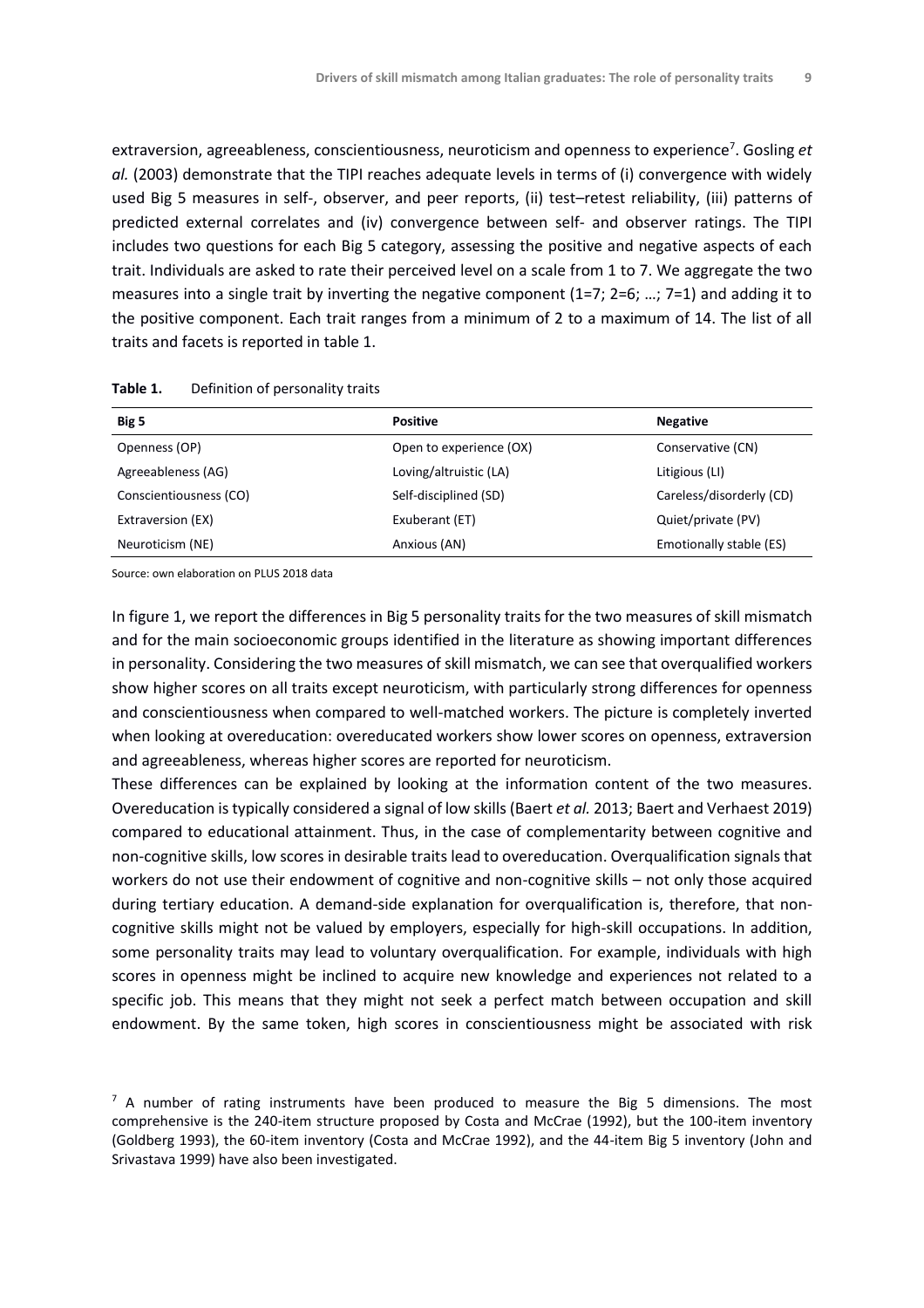extraversion, agreeableness, conscientiousness, neuroticism and openness to experience[7]. Gosling *et al.* (2003) demonstrate that the TIPI reaches adequate levels in terms of (i) convergence with widely used Big 5 measures in self-, observer, and peer reports, (ii) test–retest reliability, (iii) patterns of predicted external correlates and (iv) convergence between self- and observer ratings. The TIPI includes two questions for each Big 5 category, assessing the positive and negative aspects of each trait. Individuals are asked to rate their perceived level on a scale from 1 to 7. We aggregate the two measures into a single trait by inverting the negative component (1=7; 2=6; …; 7=1) and adding it to the positive component. Each trait ranges from a minimum of 2 to a maximum of 14. The list of all traits and facets is reported in table 1.

**Table 1.** Definition of personality traits

| Big 5 | Positive | Negative |
|---|---|---|
| Openness (OP) | Open to experience (OX) | Conservative (CN) |
| Agreeableness (AG) | Loving/altruistic (LA) | Litigious (LI) |
| Conscientiousness (CO) | Self-disciplined (SD) | Careless/disorderly (CD) |
| Extraversion (EX) | Exuberant (ET) | Quiet/private (PV) |
| Neuroticism (NE) | Anxious (AN) | Emotionally stable (ES) |

Source: own elaboration on PLUS 2018 data

In figure 1, we report the differences in Big 5 personality traits for the two measures of skill mismatch and for the main socioeconomic groups identified in the literature as showing important differences in personality. Considering the two measures of skill mismatch, we can see that overqualified workers show higher scores on all traits except neuroticism, with particularly strong differences for openness and conscientiousness when compared to well-matched workers. The picture is completely inverted when looking at overeducation: overeducated workers show lower scores on openness, extraversion and agreeableness, whereas higher scores are reported for neuroticism.

These differences can be explained by looking at the information content of the two measures. Overeducation is typically considered a signal of low skills (Baert *et al.* 2013; Baert and Verhaest 2019) compared to educational attainment. Thus, in the case of complementarity between cognitive and non-cognitive skills, low scores in desirable traits lead to overeducation. Overqualification signals that workers do not use their endowment of cognitive and non-cognitive skills – not only those acquired during tertiary education. A demand-side explanation for overqualification is, therefore, that non-cognitive skills might not be valued by employers, especially for high-skill occupations. In addition, some personality traits may lead to voluntary overqualification. For example, individuals with high scores in openness might be inclined to acquire new knowledge and experiences not related to a specific job. This means that they might not seek a perfect match between occupation and skill endowment. By the same token, high scores in conscientiousness might be associated with risk

[7] A number of rating instruments have been produced to measure the Big 5 dimensions. The most comprehensive is the 240-item structure proposed by Costa and McCrae (1992), but the 100-item inventory (Goldberg 1993), the 60-item inventory (Costa and McCrae 1992), and the 44-item Big 5 inventory (John and Srivastava 1999) have also been investigated.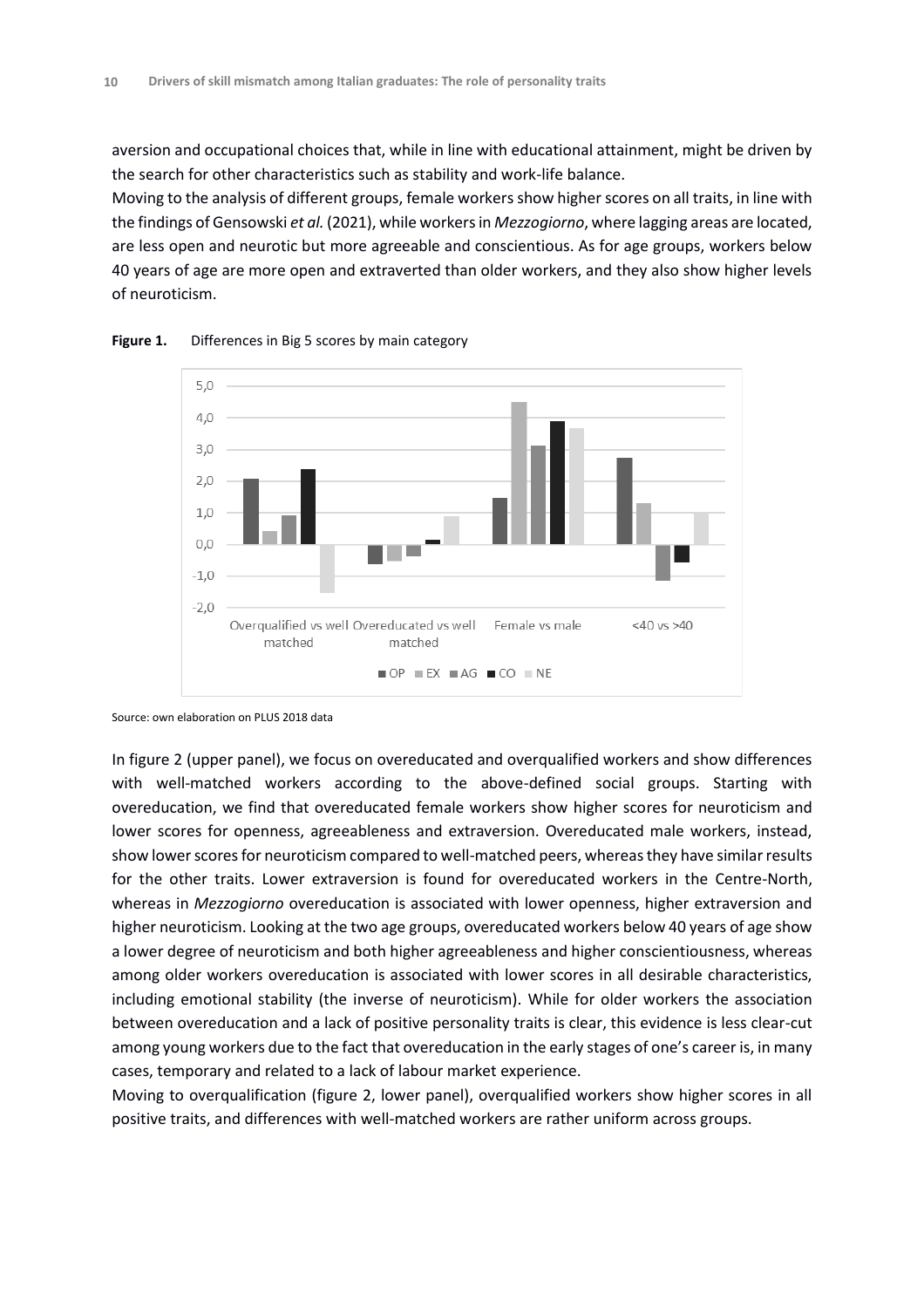aversion and occupational choices that, while in line with educational attainment, might be driven by the search for other characteristics such as stability and work-life balance.
Moving to the analysis of different groups, female workers show higher scores on all traits, in line with the findings of Gensowski *et al.* (2021), while workers in *Mezzogiorno*, where lagging areas are located, are less open and neurotic but more agreeable and conscientious. As for age groups, workers below 40 years of age are more open and extraverted than older workers, and they also show higher levels of neuroticism.

**Figure 1.** Differences in Big 5 scores by main category

Source: own elaboration on PLUS 2018 data

In figure 2 (upper panel), we focus on overeducated and overqualified workers and show differences with well-matched workers according to the above-defined social groups. Starting with overeducation, we find that overeducated female workers show higher scores for neuroticism and lower scores for openness, agreeableness and extraversion. Overeducated male workers, instead, show lower scores for neuroticism compared to well-matched peers, whereas they have similar results for the other traits. Lower extraversion is found for overeducated workers in the Centre-North, whereas in *Mezzogiorno* overeducation is associated with lower openness, higher extraversion and higher neuroticism. Looking at the two age groups, overeducated workers below 40 years of age show a lower degree of neuroticism and both higher agreeableness and higher conscientiousness, whereas among older workers overeducation is associated with lower scores in all desirable characteristics, including emotional stability (the inverse of neuroticism). While for older workers the association between overeducation and a lack of positive personality traits is clear, this evidence is less clear-cut among young workers due to the fact that overeducation in the early stages of one's career is, in many cases, temporary and related to a lack of labour market experience.
Moving to overqualification (figure 2, lower panel), overqualified workers show higher scores in all positive traits, and differences with well-matched workers are rather uniform across groups.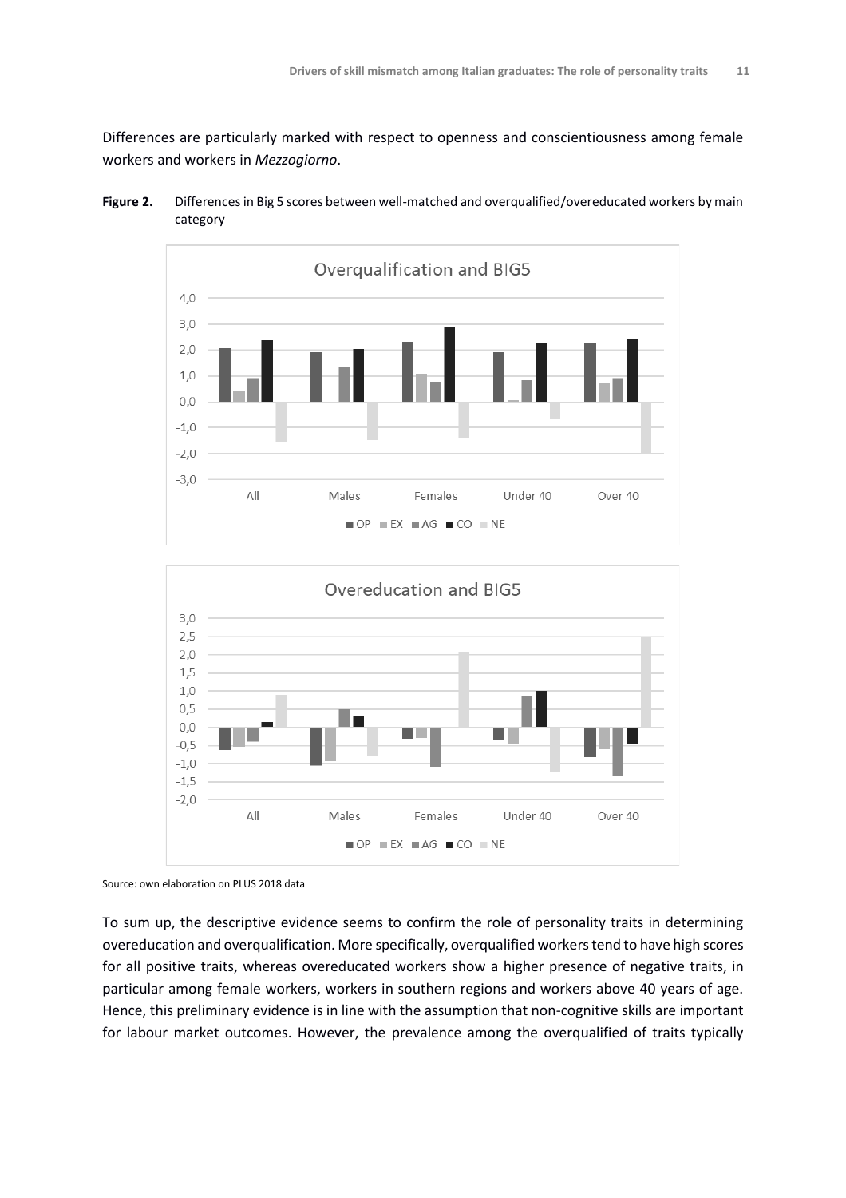Differences are particularly marked with respect to openness and conscientiousness among female workers and workers in *Mezzogiorno*.

**Figure 2.** Differences in Big 5 scores between well-matched and overqualified/overeducated workers by main category

Source: own elaboration on PLUS 2018 data

To sum up, the descriptive evidence seems to confirm the role of personality traits in determining overeducation and overqualification. More specifically, overqualified workers tend to have high scores for all positive traits, whereas overeducated workers show a higher presence of negative traits, in particular among female workers, workers in southern regions and workers above 40 years of age. Hence, this preliminary evidence is in line with the assumption that non-cognitive skills are important for labour market outcomes. However, the prevalence among the overqualified of traits typically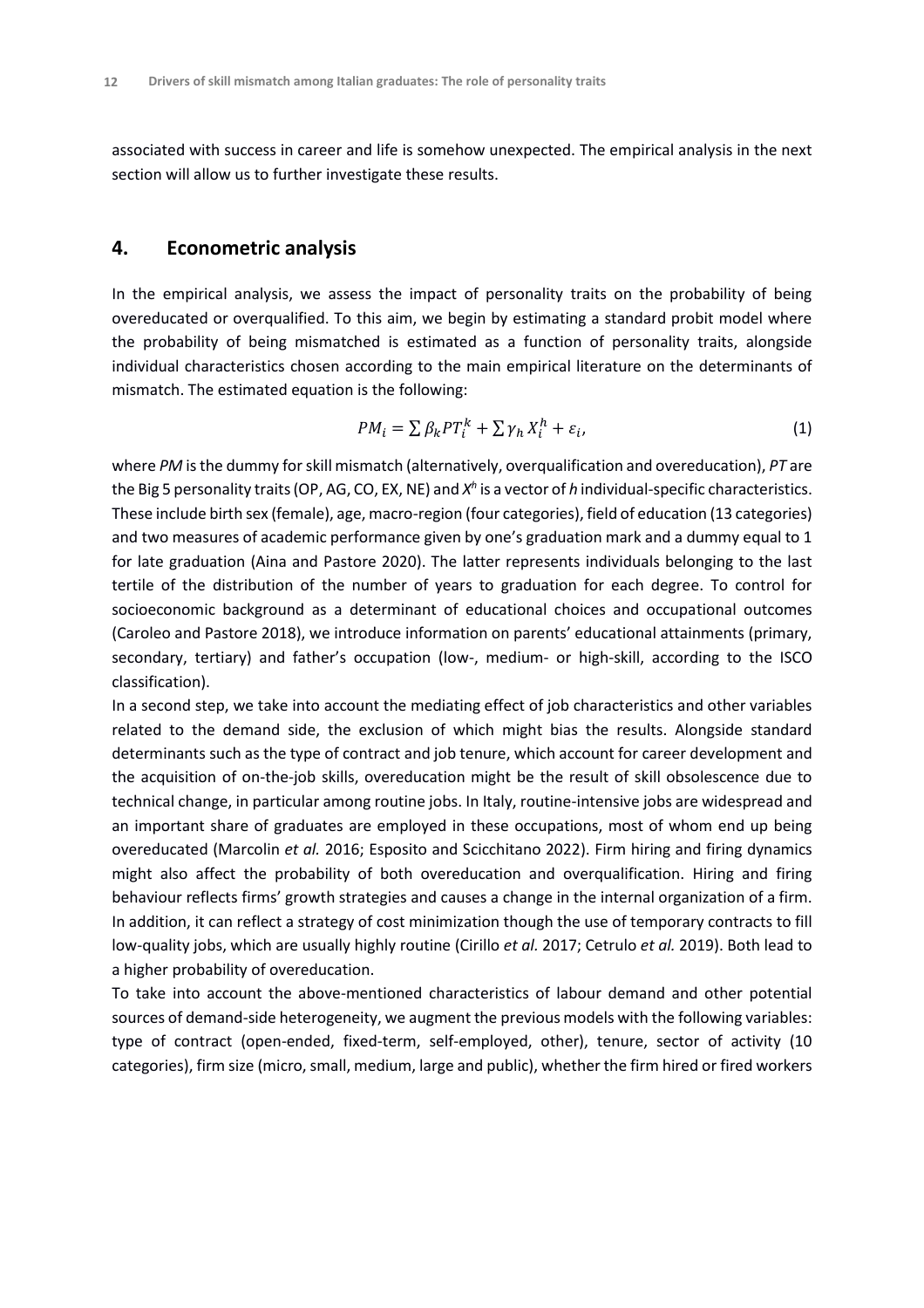associated with success in career and life is somehow unexpected. The empirical analysis in the next section will allow us to further investigate these results.

## 4. Econometric analysis

In the empirical analysis, we assess the impact of personality traits on the probability of being overeducated or overqualified. To this aim, we begin by estimating a standard probit model where the probability of being mismatched is estimated as a function of personality traits, alongside individual characteristics chosen according to the main empirical literature on the determinants of mismatch. The estimated equation is the following:

$$PM_i = \sum \beta_k PT_i^k + \sum \gamma_h X_i^h + \varepsilon_i, \tag{1}$$

where *PM* is the dummy for skill mismatch (alternatively, overqualification and overeducation), *PT* are the Big 5 personality traits (OP, AG, CO, EX, NE) and $X^h$ is a vector of *h* individual-specific characteristics. These include birth sex (female), age, macro-region (four categories), field of education (13 categories) and two measures of academic performance given by one's graduation mark and a dummy equal to 1 for late graduation (Aina and Pastore 2020). The latter represents individuals belonging to the last tertile of the distribution of the number of years to graduation for each degree. To control for socioeconomic background as a determinant of educational choices and occupational outcomes (Caroleo and Pastore 2018), we introduce information on parents' educational attainments (primary, secondary, tertiary) and father's occupation (low-, medium- or high-skill, according to the ISCO classification).

In a second step, we take into account the mediating effect of job characteristics and other variables related to the demand side, the exclusion of which might bias the results. Alongside standard determinants such as the type of contract and job tenure, which account for career development and the acquisition of on-the-job skills, overeducation might be the result of skill obsolescence due to technical change, in particular among routine jobs. In Italy, routine-intensive jobs are widespread and an important share of graduates are employed in these occupations, most of whom end up being overeducated (Marcolin *et al.* 2016; Esposito and Scicchitano 2022). Firm hiring and firing dynamics might also affect the probability of both overeducation and overqualification. Hiring and firing behaviour reflects firms' growth strategies and causes a change in the internal organization of a firm. In addition, it can reflect a strategy of cost minimization though the use of temporary contracts to fill low-quality jobs, which are usually highly routine (Cirillo *et al.* 2017; Cetrulo *et al.* 2019). Both lead to a higher probability of overeducation.

To take into account the above-mentioned characteristics of labour demand and other potential sources of demand-side heterogeneity, we augment the previous models with the following variables: type of contract (open-ended, fixed-term, self-employed, other), tenure, sector of activity (10 categories), firm size (micro, small, medium, large and public), whether the firm hired or fired workers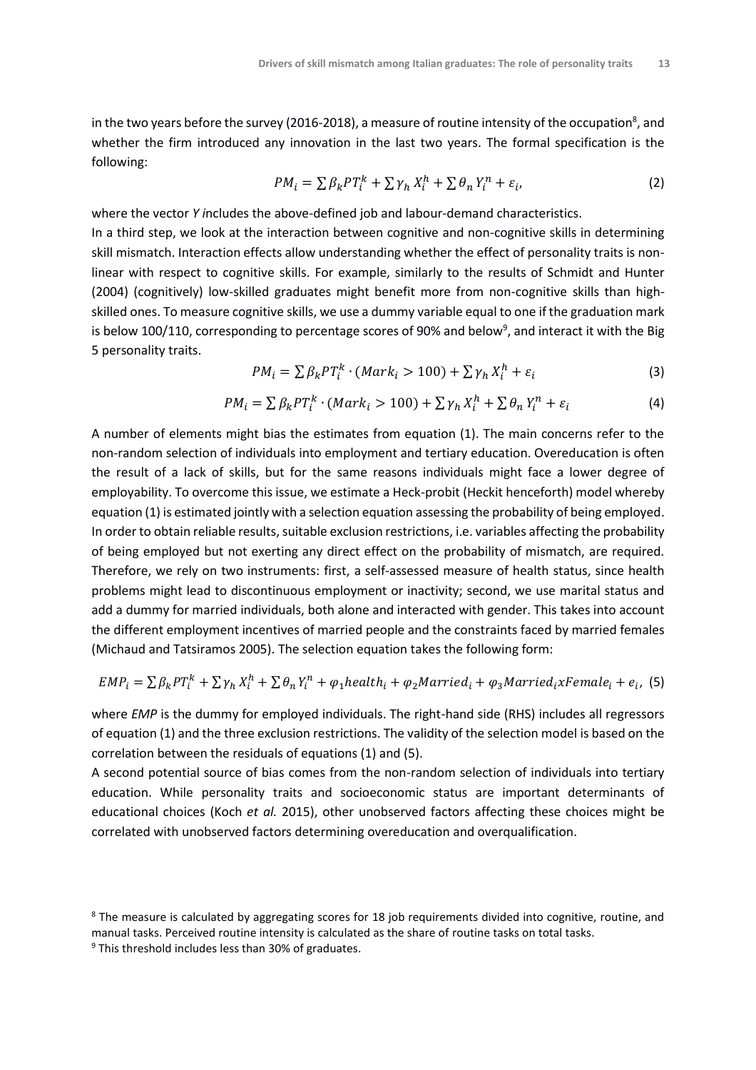in the two years before the survey (2016-2018), a measure of routine intensity of the occupation[8], and whether the firm introduced any innovation in the last two years. The formal specification is the following:

$$PM_i = \sum \beta_k PT_i^k + \sum \gamma_h X_i^h + \sum \theta_n Y_i^n + \varepsilon_i, \tag{2}$$

where the vector *Y i*ncludes the above-defined job and labour-demand characteristics.

In a third step, we look at the interaction between cognitive and non-cognitive skills in determining skill mismatch. Interaction effects allow understanding whether the effect of personality traits is non-linear with respect to cognitive skills. For example, similarly to the results of Schmidt and Hunter (2004) (cognitively) low-skilled graduates might benefit more from non-cognitive skills than high-skilled ones. To measure cognitive skills, we use a dummy variable equal to one if the graduation mark is below 100/110, corresponding to percentage scores of 90% and below[9], and interact it with the Big 5 personality traits.

$$PM_i = \sum \beta_k PT_i^k \cdot (Mark_i > 100) + \sum \gamma_h X_i^h + \varepsilon_i \tag{3}$$

$$PM_i = \sum \beta_k PT_i^k \cdot (Mark_i > 100) + \sum \gamma_h X_i^h + \sum \theta_n Y_i^n + \varepsilon_i \tag{4}$$

A number of elements might bias the estimates from equation (1). The main concerns refer to the non-random selection of individuals into employment and tertiary education. Overeducation is often the result of a lack of skills, but for the same reasons individuals might face a lower degree of employability. To overcome this issue, we estimate a Heck-probit (Heckit henceforth) model whereby equation (1) is estimated jointly with a selection equation assessing the probability of being employed. In order to obtain reliable results, suitable exclusion restrictions, i.e. variables affecting the probability of being employed but not exerting any direct effect on the probability of mismatch, are required. Therefore, we rely on two instruments: first, a self-assessed measure of health status, since health problems might lead to discontinuous employment or inactivity; second, we use marital status and add a dummy for married individuals, both alone and interacted with gender. This takes into account the different employment incentives of married people and the constraints faced by married females (Michaud and Tatsiramos 2005). The selection equation takes the following form:

$$EMP_i = \sum \beta_k PT_i^k + \sum \gamma_h X_i^h + \sum \theta_n Y_i^n + \varphi_1 health_i + \varphi_2 Married_i + \varphi_3 Married_i xFemale_i + e_i, \tag{5}$$

where *EMP* is the dummy for employed individuals. The right-hand side (RHS) includes all regressors of equation (1) and the three exclusion restrictions. The validity of the selection model is based on the correlation between the residuals of equations (1) and (5).

A second potential source of bias comes from the non-random selection of individuals into tertiary education. While personality traits and socioeconomic status are important determinants of educational choices (Koch *et al.* 2015), other unobserved factors affecting these choices might be correlated with unobserved factors determining overeducation and overqualification.

---

[8] The measure is calculated by aggregating scores for 18 job requirements divided into cognitive, routine, and manual tasks. Perceived routine intensity is calculated as the share of routine tasks on total tasks.

[9] This threshold includes less than 30% of graduates.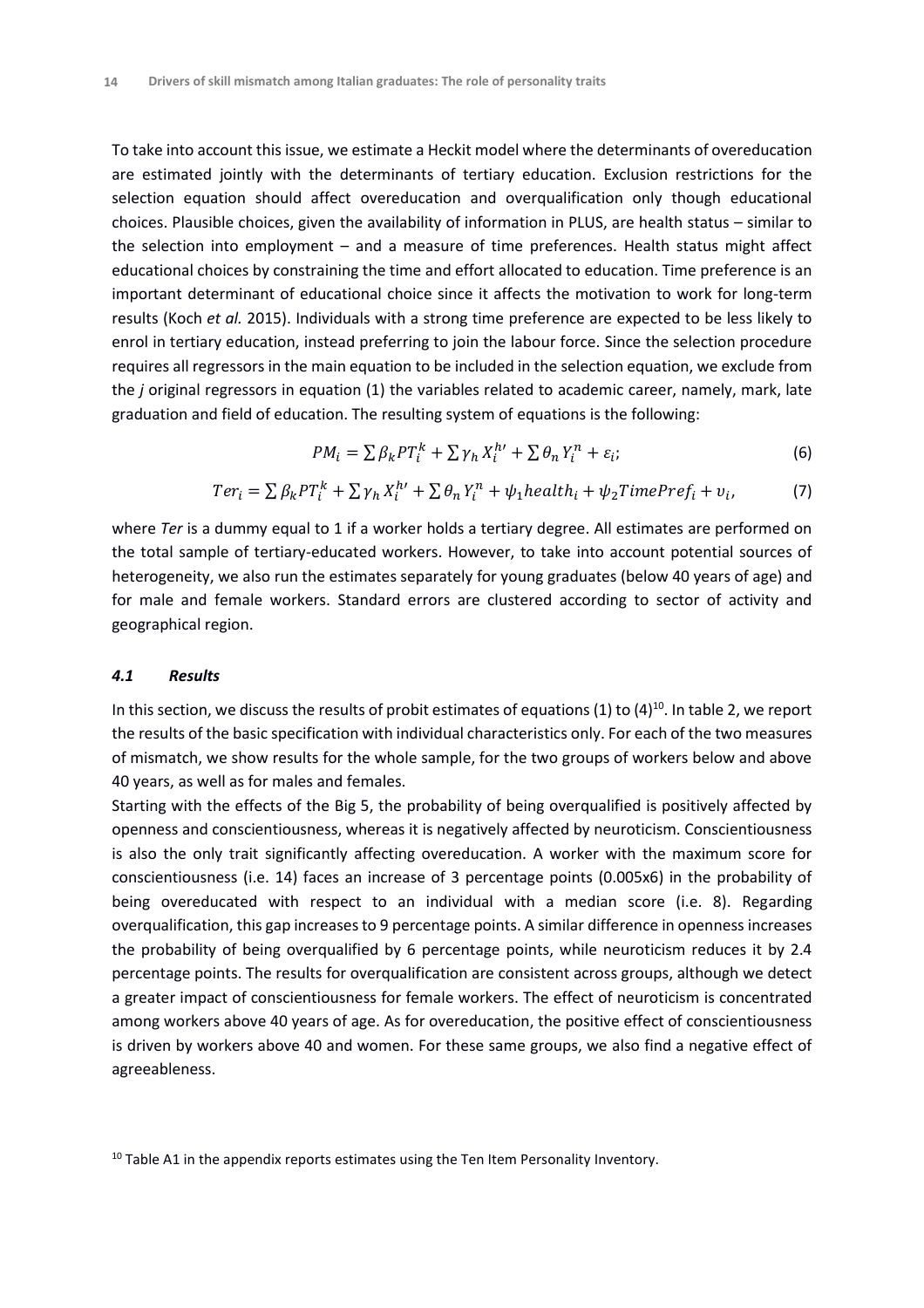To take into account this issue, we estimate a Heckit model where the determinants of overeducation are estimated jointly with the determinants of tertiary education. Exclusion restrictions for the selection equation should affect overeducation and overqualification only though educational choices. Plausible choices, given the availability of information in PLUS, are health status – similar to the selection into employment – and a measure of time preferences. Health status might affect educational choices by constraining the time and effort allocated to education. Time preference is an important determinant of educational choice since it affects the motivation to work for long-term results (Koch *et al.* 2015). Individuals with a strong time preference are expected to be less likely to enrol in tertiary education, instead preferring to join the labour force. Since the selection procedure requires all regressors in the main equation to be included in the selection equation, we exclude from the *j* original regressors in equation (1) the variables related to academic career, namely, mark, late graduation and field of education. The resulting system of equations is the following:

$$PM_i = \sum \beta_k PT_i^k + \sum \gamma_h X_i^{h\prime} + \sum \theta_n Y_i^n + \varepsilon_i; \tag{6}$$

$$Ter_i = \sum \beta_k PT_i^k + \sum \gamma_h X_i^{h\prime} + \sum \theta_n Y_i^n + \psi_1 health_i + \psi_2 TimePref_i + \upsilon_i, \tag{7}$$

where *Ter* is a dummy equal to 1 if a worker holds a tertiary degree. All estimates are performed on the total sample of tertiary-educated workers. However, to take into account potential sources of heterogeneity, we also run the estimates separately for young graduates (below 40 years of age) and for male and female workers. Standard errors are clustered according to sector of activity and geographical region.

### *4.1 Results*

In this section, we discuss the results of probit estimates of equations (1) to (4)[10]. In table 2, we report the results of the basic specification with individual characteristics only. For each of the two measures of mismatch, we show results for the whole sample, for the two groups of workers below and above 40 years, as well as for males and females.

Starting with the effects of the Big 5, the probability of being overqualified is positively affected by openness and conscientiousness, whereas it is negatively affected by neuroticism. Conscientiousness is also the only trait significantly affecting overeducation. A worker with the maximum score for conscientiousness (i.e. 14) faces an increase of 3 percentage points (0.005x6) in the probability of being overeducated with respect to an individual with a median score (i.e. 8). Regarding overqualification, this gap increases to 9 percentage points. A similar difference in openness increases the probability of being overqualified by 6 percentage points, while neuroticism reduces it by 2.4 percentage points. The results for overqualification are consistent across groups, although we detect a greater impact of conscientiousness for female workers. The effect of neuroticism is concentrated among workers above 40 years of age. As for overeducation, the positive effect of conscientiousness is driven by workers above 40 and women. For these same groups, we also find a negative effect of agreeableness.

[10] Table A1 in the appendix reports estimates using the Ten Item Personality Inventory.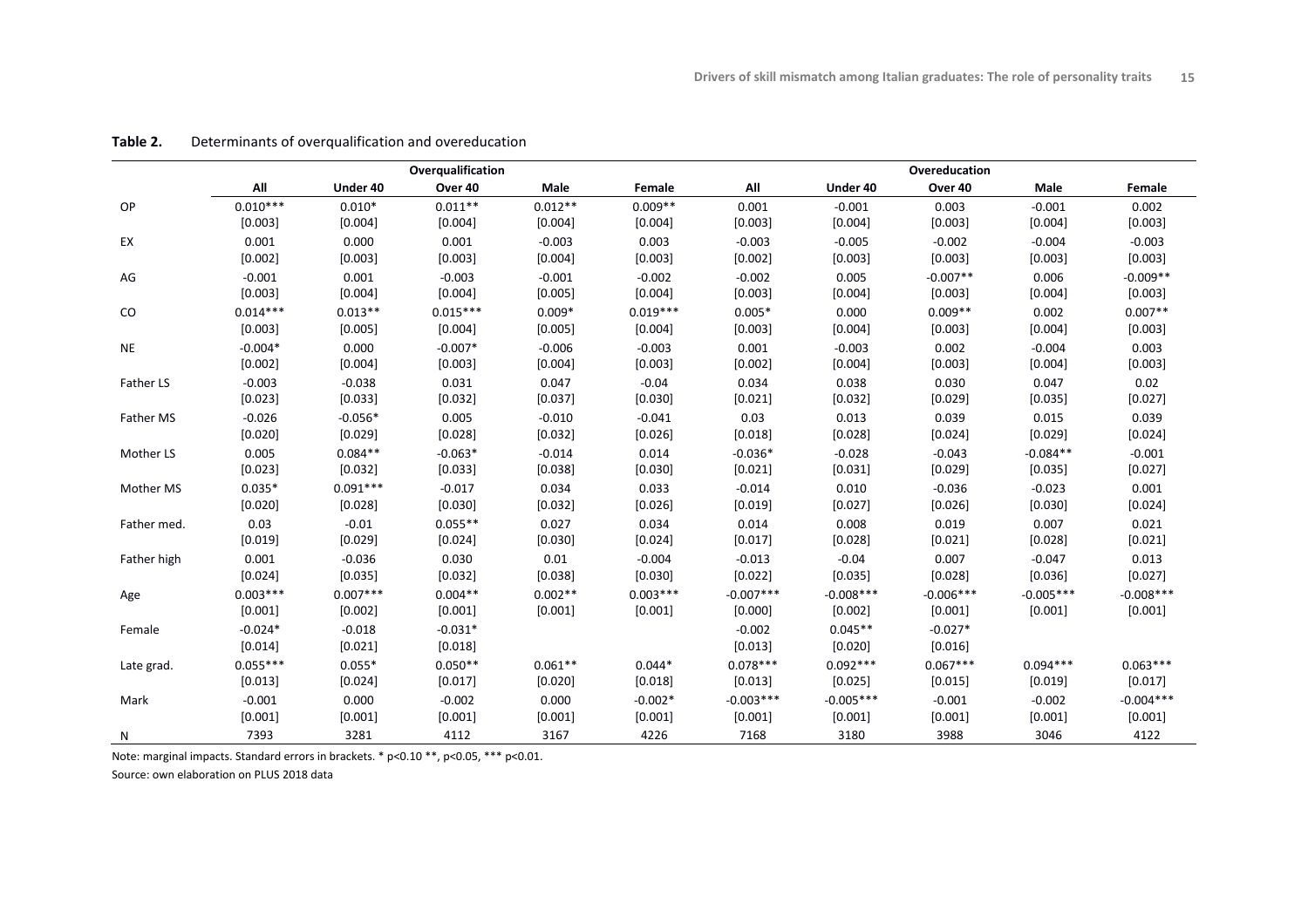**Table 2.** Determinants of overqualification and overeducation

| | Overqualification | | | | | Overeducation | | | | |
|---|---|---|---|---|---|---|---|---|---|---|
| | All | Under 40 | Over 40 | Male | Female | All | Under 40 | Over 40 | Male | Female |
| OP | 0.010*** | 0.010* | 0.011** | 0.012** | 0.009** | 0.001 | -0.001 | 0.003 | -0.001 | 0.002 |
| | [0.003] | [0.004] | [0.004] | [0.004] | [0.004] | [0.003] | [0.004] | [0.003] | [0.004] | [0.003] |
| EX | 0.001 | 0.000 | 0.001 | -0.003 | 0.003 | -0.003 | -0.005 | -0.002 | -0.004 | -0.003 |
| | [0.002] | [0.003] | [0.003] | [0.004] | [0.003] | [0.002] | [0.003] | [0.003] | [0.003] | [0.003] |
| AG | -0.001 | 0.001 | -0.003 | -0.001 | -0.002 | -0.002 | 0.005 | -0.007** | 0.006 | -0.009** |
| | [0.003] | [0.004] | [0.004] | [0.005] | [0.004] | [0.003] | [0.004] | [0.003] | [0.004] | [0.003] |
| CO | 0.014*** | 0.013** | 0.015*** | 0.009* | 0.019*** | 0.005* | 0.000 | 0.009** | 0.002 | 0.007** |
| | [0.003] | [0.005] | [0.004] | [0.005] | [0.004] | [0.003] | [0.004] | [0.003] | [0.004] | [0.003] |
| NE | -0.004* | 0.000 | -0.007* | -0.006 | -0.003 | 0.001 | -0.003 | 0.002 | -0.004 | 0.003 |
| | [0.002] | [0.004] | [0.003] | [0.004] | [0.003] | [0.002] | [0.004] | [0.003] | [0.004] | [0.003] |
| Father LS | -0.003 | -0.038 | 0.031 | 0.047 | -0.04 | 0.034 | 0.038 | 0.030 | 0.047 | 0.02 |
| | [0.023] | [0.033] | [0.032] | [0.037] | [0.030] | [0.021] | [0.032] | [0.029] | [0.035] | [0.027] |
| Father MS | -0.026 | -0.056* | 0.005 | -0.010 | -0.041 | 0.03 | 0.013 | 0.039 | 0.015 | 0.039 |
| | [0.020] | [0.029] | [0.028] | [0.032] | [0.026] | [0.018] | [0.028] | [0.024] | [0.029] | [0.024] |
| Mother LS | 0.005 | 0.084** | -0.063* | -0.014 | 0.014 | -0.036* | -0.028 | -0.043 | -0.084** | -0.001 |
| | [0.023] | [0.032] | [0.033] | [0.038] | [0.030] | [0.021] | [0.031] | [0.029] | [0.035] | [0.027] |
| Mother MS | 0.035* | 0.091*** | -0.017 | 0.034 | 0.033 | -0.014 | 0.010 | -0.036 | -0.023 | 0.001 |
| | [0.020] | [0.028] | [0.030] | [0.032] | [0.026] | [0.019] | [0.027] | [0.026] | [0.030] | [0.024] |
| Father med. | 0.03 | -0.01 | 0.055** | 0.027 | 0.034 | 0.014 | 0.008 | 0.019 | 0.007 | 0.021 |
| | [0.019] | [0.029] | [0.024] | [0.030] | [0.024] | [0.017] | [0.028] | [0.021] | [0.028] | [0.021] |
| Father high | 0.001 | -0.036 | 0.030 | 0.01 | -0.004 | -0.013 | -0.04 | 0.007 | -0.047 | 0.013 |
| | [0.024] | [0.035] | [0.032] | [0.038] | [0.030] | [0.022] | [0.035] | [0.028] | [0.036] | [0.027] |
| Age | 0.003*** | 0.007*** | 0.004** | 0.002** | 0.003*** | -0.007*** | -0.008*** | -0.006*** | -0.005*** | -0.008*** |
| | [0.001] | [0.002] | [0.001] | [0.001] | [0.001] | [0.000] | [0.002] | [0.001] | [0.001] | [0.001] |
| Female | -0.024* | -0.018 | -0.031* | | | -0.002 | 0.045** | -0.027* | | |
| | [0.014] | [0.021] | [0.018] | | | [0.013] | [0.020] | [0.016] | | |
| Late grad. | 0.055*** | 0.055* | 0.050** | 0.061** | 0.044* | 0.078*** | 0.092*** | 0.067*** | 0.094*** | 0.063*** |
| | [0.013] | [0.024] | [0.017] | [0.020] | [0.018] | [0.013] | [0.025] | [0.015] | [0.019] | [0.017] |
| Mark | -0.001 | 0.000 | -0.002 | 0.000 | -0.002* | -0.003*** | -0.005*** | -0.001 | -0.002 | -0.004*** |
| | [0.001] | [0.001] | [0.001] | [0.001] | [0.001] | [0.001] | [0.001] | [0.001] | [0.001] | [0.001] |
| N | 7393 | 3281 | 4112 | 3167 | 4226 | 7168 | 3180 | 3988 | 3046 | 4122 |

Note: marginal impacts. Standard errors in brackets. * p<0.10 **, p<0.05, *** p<0.01.

Source: own elaboration on PLUS 2018 data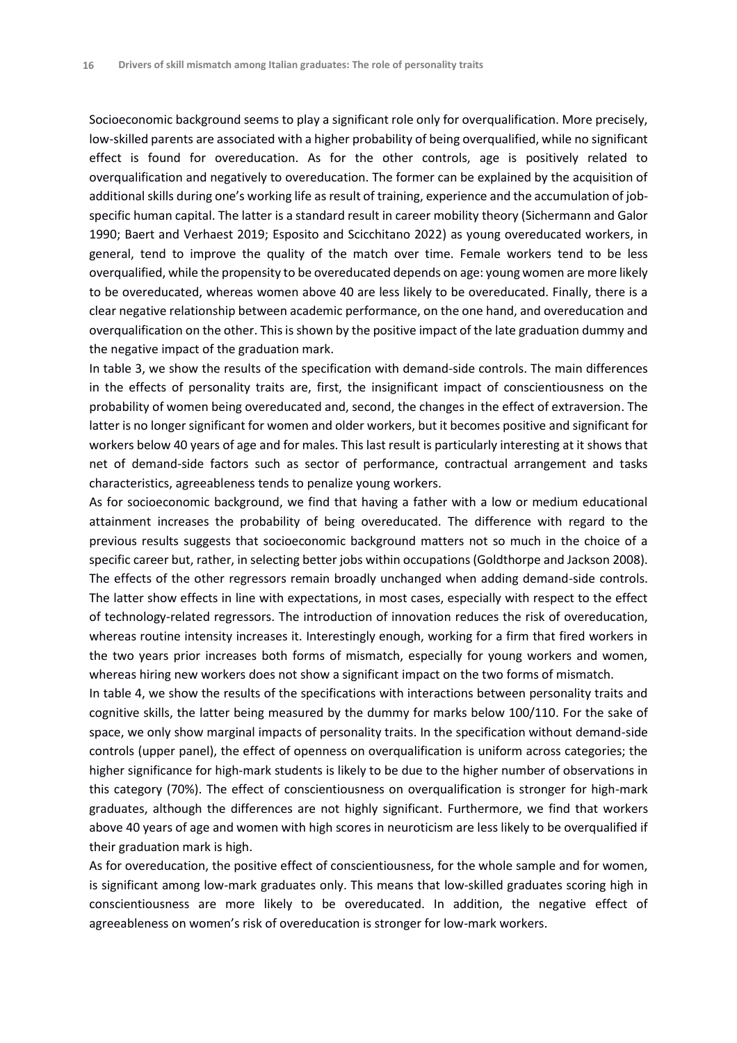Socioeconomic background seems to play a significant role only for overqualification. More precisely, low-skilled parents are associated with a higher probability of being overqualified, while no significant effect is found for overeducation. As for the other controls, age is positively related to overqualification and negatively to overeducation. The former can be explained by the acquisition of additional skills during one's working life as result of training, experience and the accumulation of job-specific human capital. The latter is a standard result in career mobility theory (Sichermann and Galor 1990; Baert and Verhaest 2019; Esposito and Scicchitano 2022) as young overeducated workers, in general, tend to improve the quality of the match over time. Female workers tend to be less overqualified, while the propensity to be overeducated depends on age: young women are more likely to be overeducated, whereas women above 40 are less likely to be overeducated. Finally, there is a clear negative relationship between academic performance, on the one hand, and overeducation and overqualification on the other. This is shown by the positive impact of the late graduation dummy and the negative impact of the graduation mark.

In table 3, we show the results of the specification with demand-side controls. The main differences in the effects of personality traits are, first, the insignificant impact of conscientiousness on the probability of women being overeducated and, second, the changes in the effect of extraversion. The latter is no longer significant for women and older workers, but it becomes positive and significant for workers below 40 years of age and for males. This last result is particularly interesting at it shows that net of demand-side factors such as sector of performance, contractual arrangement and tasks characteristics, agreeableness tends to penalize young workers.

As for socioeconomic background, we find that having a father with a low or medium educational attainment increases the probability of being overeducated. The difference with regard to the previous results suggests that socioeconomic background matters not so much in the choice of a specific career but, rather, in selecting better jobs within occupations (Goldthorpe and Jackson 2008). The effects of the other regressors remain broadly unchanged when adding demand-side controls. The latter show effects in line with expectations, in most cases, especially with respect to the effect of technology-related regressors. The introduction of innovation reduces the risk of overeducation, whereas routine intensity increases it. Interestingly enough, working for a firm that fired workers in the two years prior increases both forms of mismatch, especially for young workers and women, whereas hiring new workers does not show a significant impact on the two forms of mismatch.

In table 4, we show the results of the specifications with interactions between personality traits and cognitive skills, the latter being measured by the dummy for marks below 100/110. For the sake of space, we only show marginal impacts of personality traits. In the specification without demand-side controls (upper panel), the effect of openness on overqualification is uniform across categories; the higher significance for high-mark students is likely to be due to the higher number of observations in this category (70%). The effect of conscientiousness on overqualification is stronger for high-mark graduates, although the differences are not highly significant. Furthermore, we find that workers above 40 years of age and women with high scores in neuroticism are less likely to be overqualified if their graduation mark is high.

As for overeducation, the positive effect of conscientiousness, for the whole sample and for women, is significant among low-mark graduates only. This means that low-skilled graduates scoring high in conscientiousness are more likely to be overeducated. In addition, the negative effect of agreeableness on women's risk of overeducation is stronger for low-mark workers.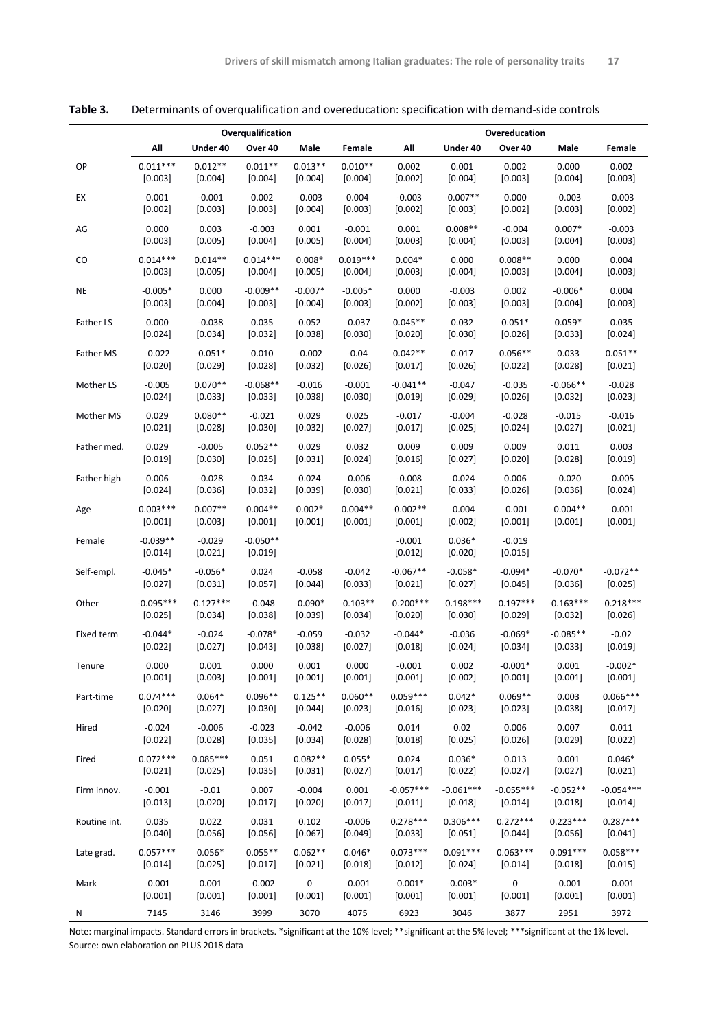**Table 3.** Determinants of overqualification and overeducation: specification with demand-side controls

| | Overqualification | | | | | Overeducation | | | | |
|---|---|---|---|---|---|---|---|---|---|---|
| | All | Under 40 | Over 40 | Male | Female | All | Under 40 | Over 40 | Male | Female |
| OP | 0.011*** | 0.012** | 0.011** | 0.013** | 0.010** | 0.002 | 0.001 | 0.002 | 0.000 | 0.002 |
| | [0.003] | [0.004] | [0.004] | [0.004] | [0.004] | [0.002] | [0.004] | [0.003] | [0.004] | [0.003] |
| EX | 0.001 | -0.001 | 0.002 | -0.003 | 0.004 | -0.003 | -0.007** | 0.000 | -0.003 | -0.003 |
| | [0.002] | [0.003] | [0.003] | [0.004] | [0.003] | [0.002] | [0.003] | [0.002] | [0.003] | [0.002] |
| AG | 0.000 | 0.003 | -0.003 | 0.001 | -0.001 | 0.001 | 0.008** | -0.004 | 0.007* | -0.003 |
| | [0.003] | [0.005] | [0.004] | [0.005] | [0.004] | [0.003] | [0.004] | [0.003] | [0.004] | [0.003] |
| CO | 0.014*** | 0.014** | 0.014*** | 0.008* | 0.019*** | 0.004* | 0.000 | 0.008** | 0.000 | 0.004 |
| | [0.003] | [0.005] | [0.004] | [0.005] | [0.004] | [0.003] | [0.004] | [0.003] | [0.004] | [0.003] |
| NE | -0.005* | 0.000 | -0.009** | -0.007* | -0.005* | 0.000 | -0.003 | 0.002 | -0.006* | 0.004 |
| | [0.003] | [0.004] | [0.003] | [0.004] | [0.003] | [0.002] | [0.003] | [0.003] | [0.004] | [0.003] |
| Father LS | 0.000 | -0.038 | 0.035 | 0.052 | -0.037 | 0.045** | 0.032 | 0.051* | 0.059* | 0.035 |
| | [0.024] | [0.034] | [0.032] | [0.038] | [0.030] | [0.020] | [0.030] | [0.026] | [0.033] | [0.024] |
| Father MS | -0.022 | -0.051* | 0.010 | -0.002 | -0.04 | 0.042** | 0.017 | 0.056** | 0.033 | 0.051** |
| | [0.020] | [0.029] | [0.028] | [0.032] | [0.026] | [0.017] | [0.026] | [0.022] | [0.028] | [0.021] |
| Mother LS | -0.005 | 0.070** | -0.068** | -0.016 | -0.001 | -0.041** | -0.047 | -0.035 | -0.066** | -0.028 |
| | [0.024] | [0.033] | [0.033] | [0.038] | [0.030] | [0.019] | [0.029] | [0.026] | [0.032] | [0.023] |
| Mother MS | 0.029 | 0.080** | -0.021 | 0.029 | 0.025 | -0.017 | -0.004 | -0.028 | -0.015 | -0.016 |
| | [0.021] | [0.028] | [0.030] | [0.032] | [0.027] | [0.017] | [0.025] | [0.024] | [0.027] | [0.021] |
| Father med. | 0.029 | -0.005 | 0.052** | 0.029 | 0.032 | 0.009 | 0.009 | 0.009 | 0.011 | 0.003 |
| | [0.019] | [0.030] | [0.025] | [0.031] | [0.024] | [0.016] | [0.027] | [0.020] | [0.028] | [0.019] |
| Father high | 0.006 | -0.028 | 0.034 | 0.024 | -0.006 | -0.008 | -0.024 | 0.006 | -0.020 | -0.005 |
| | [0.024] | [0.036] | [0.032] | [0.039] | [0.030] | [0.021] | [0.033] | [0.026] | [0.036] | [0.024] |
| Age | 0.003*** | 0.007** | 0.004** | 0.002* | 0.004** | -0.002** | -0.004 | -0.001 | -0.004** | -0.001 |
| | [0.001] | [0.003] | [0.001] | [0.001] | [0.001] | [0.001] | [0.002] | [0.001] | [0.001] | [0.001] |
| Female | -0.039** | -0.029 | -0.050** | | | -0.001 | 0.036* | -0.019 | | |
| | [0.014] | [0.021] | [0.019] | | | [0.012] | [0.020] | [0.015] | | |
| Self-empl. | -0.045* | -0.056* | 0.024 | -0.058 | -0.042 | -0.067** | -0.058* | -0.094* | -0.070* | -0.072** |
| | [0.027] | [0.031] | [0.057] | [0.044] | [0.033] | [0.021] | [0.027] | [0.045] | [0.036] | [0.025] |
| Other | -0.095*** | -0.127*** | -0.048 | -0.090* | -0.103** | -0.200*** | -0.198*** | -0.197*** | -0.163*** | -0.218*** |
| | [0.025] | [0.034] | [0.038] | [0.039] | [0.034] | [0.020] | [0.030] | [0.029] | [0.032] | [0.026] |
| Fixed term | -0.044* | -0.024 | -0.078* | -0.059 | -0.032 | -0.044* | -0.036 | -0.069* | -0.085** | -0.02 |
| | [0.022] | [0.027] | [0.043] | [0.038] | [0.027] | [0.018] | [0.024] | [0.034] | [0.033] | [0.019] |
| Tenure | 0.000 | 0.001 | 0.000 | 0.001 | 0.000 | -0.001 | 0.002 | -0.001* | 0.001 | -0.002* |
| | [0.001] | [0.003] | [0.001] | [0.001] | [0.001] | [0.001] | [0.002] | [0.001] | [0.001] | [0.001] |
| Part-time | 0.074*** | 0.064* | 0.096** | 0.125** | 0.060** | 0.059*** | 0.042* | 0.069** | 0.003 | 0.066*** |
| | [0.020] | [0.027] | [0.030] | [0.044] | [0.023] | [0.016] | [0.023] | [0.023] | [0.038] | [0.017] |
| Hired | -0.024 | -0.006 | -0.023 | -0.042 | -0.006 | 0.014 | 0.02 | 0.006 | 0.007 | 0.011 |
| | [0.022] | [0.028] | [0.035] | [0.034] | [0.028] | [0.018] | [0.025] | [0.026] | [0.029] | [0.022] |
| Fired | 0.072*** | 0.085*** | 0.051 | 0.082** | 0.055* | 0.024 | 0.036* | 0.013 | 0.001 | 0.046* |
| | [0.021] | [0.025] | [0.035] | [0.031] | [0.027] | [0.017] | [0.022] | [0.027] | [0.027] | [0.021] |
| Firm innov. | -0.001 | -0.01 | 0.007 | -0.004 | 0.001 | -0.057*** | -0.061*** | -0.055*** | -0.052** | -0.054*** |
| | [0.013] | [0.020] | [0.017] | [0.020] | [0.017] | [0.011] | [0.018] | [0.014] | [0.018] | [0.014] |
| Routine int. | 0.035 | 0.022 | 0.031 | 0.102 | -0.006 | 0.278*** | 0.306*** | 0.272*** | 0.223*** | 0.287*** |
| | [0.040] | [0.056] | [0.056] | [0.067] | [0.049] | [0.033] | [0.051] | [0.044] | [0.056] | [0.041] |
| Late grad. | 0.057*** | 0.056* | 0.055** | 0.062** | 0.046* | 0.073*** | 0.091*** | 0.063*** | 0.091*** | 0.058*** |
| | [0.014] | [0.025] | [0.017] | [0.021] | [0.018] | [0.012] | [0.024] | [0.014] | [0.018] | [0.015] |
| Mark | -0.001 | 0.001 | -0.002 | 0 | -0.001 | -0.001* | -0.003* | 0 | -0.001 | -0.001 |
| | [0.001] | [0.001] | [0.001] | [0.001] | [0.001] | [0.001] | [0.001] | [0.001] | [0.001] | [0.001] |
| N | 7145 | 3146 | 3999 | 3070 | 4075 | 6923 | 3046 | 3877 | 2951 | 3972 |

Note: marginal impacts. Standard errors in brackets. *significant at the 10% level; **significant at the 5% level; ***significant at the 1% level.
Source: own elaboration on PLUS 2018 data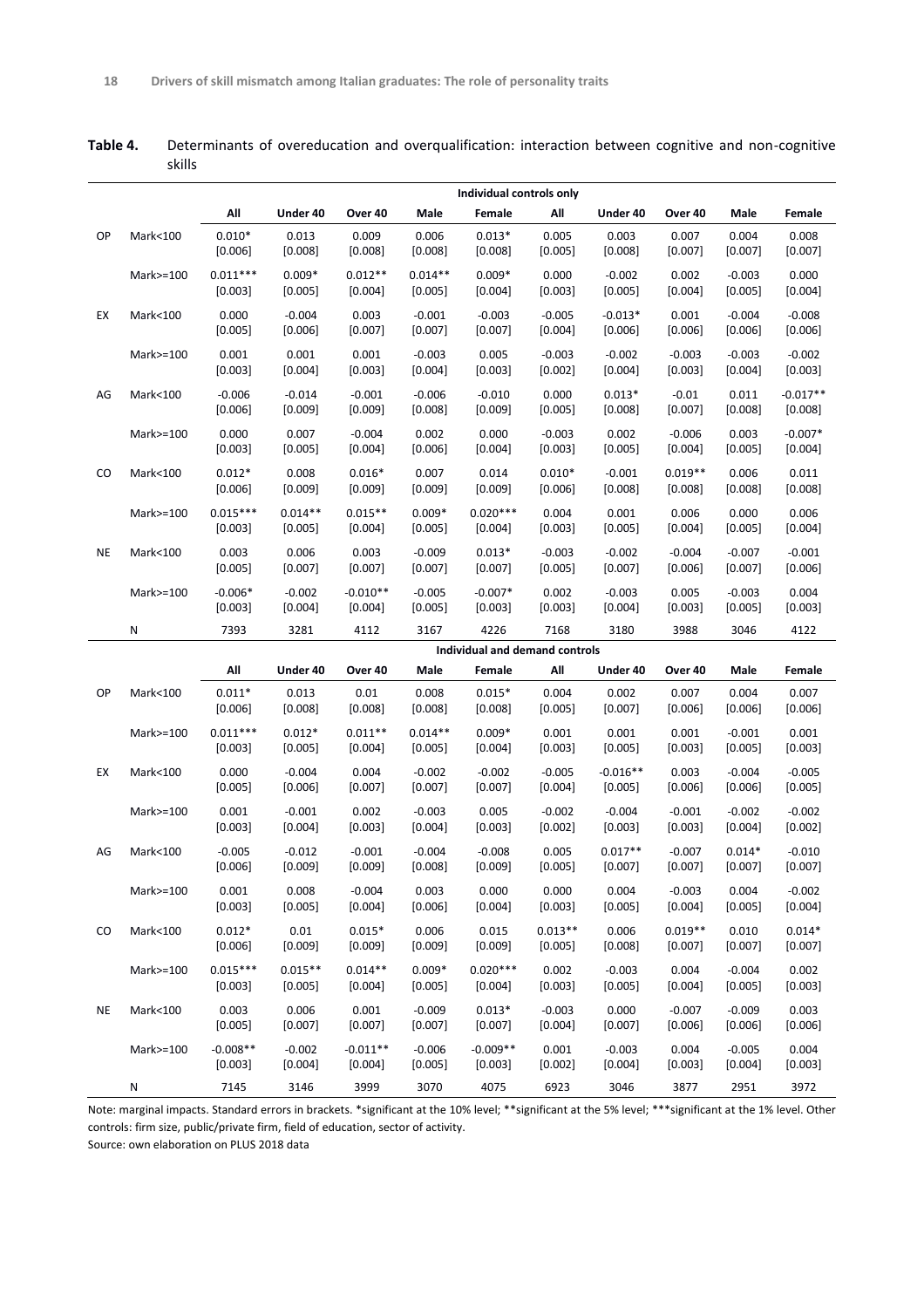**Table 4.** Determinants of overeducation and overqualification: interaction between cognitive and non-cognitive skills

| | | Individual controls only | | | | | | | | | |
|---|---|---|---|---|---|---|---|---|---|---|---|
| | | All | Under 40 | Over 40 | Male | Female | All | Under 40 | Over 40 | Male | Female |
| OP | Mark<100 | 0.010* | 0.013 | 0.009 | 0.006 | 0.013* | 0.005 | 0.003 | 0.007 | 0.004 | 0.008 |
| | | [0.006] | [0.008] | [0.008] | [0.008] | [0.008] | [0.005] | [0.008] | [0.007] | [0.007] | [0.007] |
| | Mark>=100 | 0.011*** | 0.009* | 0.012** | 0.014** | 0.009* | 0.000 | -0.002 | 0.002 | -0.003 | 0.000 |
| | | [0.003] | [0.005] | [0.004] | [0.005] | [0.004] | [0.003] | [0.005] | [0.004] | [0.005] | [0.004] |
| EX | Mark<100 | 0.000 | -0.004 | 0.003 | -0.001 | -0.003 | -0.005 | -0.013* | 0.001 | -0.004 | -0.008 |
| | | [0.005] | [0.006] | [0.007] | [0.007] | [0.007] | [0.004] | [0.006] | [0.006] | [0.006] | [0.006] |
| | Mark>=100 | 0.001 | 0.001 | 0.001 | -0.003 | 0.005 | -0.003 | -0.002 | -0.003 | -0.003 | -0.002 |
| | | [0.003] | [0.004] | [0.003] | [0.004] | [0.003] | [0.002] | [0.004] | [0.003] | [0.004] | [0.003] |
| AG | Mark<100 | -0.006 | -0.014 | -0.001 | -0.006 | -0.010 | 0.000 | 0.013* | -0.01 | 0.011 | -0.017** |
| | | [0.006] | [0.009] | [0.009] | [0.008] | [0.009] | [0.005] | [0.008] | [0.007] | [0.008] | [0.008] |
| | Mark>=100 | 0.000 | 0.007 | -0.004 | 0.002 | 0.000 | -0.003 | 0.002 | -0.006 | 0.003 | -0.007* |
| | | [0.003] | [0.005] | [0.004] | [0.006] | [0.004] | [0.003] | [0.005] | [0.004] | [0.005] | [0.004] |
| CO | Mark<100 | 0.012* | 0.008 | 0.016* | 0.007 | 0.014 | 0.010* | -0.001 | 0.019** | 0.006 | 0.011 |
| | | [0.006] | [0.009] | [0.009] | [0.009] | [0.009] | [0.006] | [0.008] | [0.008] | [0.008] | [0.008] |
| | Mark>=100 | 0.015*** | 0.014** | 0.015** | 0.009* | 0.020*** | 0.004 | 0.001 | 0.006 | 0.000 | 0.006 |
| | | [0.003] | [0.005] | [0.004] | [0.005] | [0.004] | [0.003] | [0.005] | [0.004] | [0.005] | [0.004] |
| NE | Mark<100 | 0.003 | 0.006 | 0.003 | -0.009 | 0.013* | -0.003 | -0.002 | -0.004 | -0.007 | -0.001 |
| | | [0.005] | [0.007] | [0.007] | [0.007] | [0.007] | [0.005] | [0.007] | [0.006] | [0.007] | [0.006] |
| | Mark>=100 | -0.006* | -0.002 | -0.010** | -0.005 | -0.007* | 0.002 | -0.003 | 0.005 | -0.003 | 0.004 |
| | | [0.003] | [0.004] | [0.004] | [0.005] | [0.003] | [0.003] | [0.004] | [0.003] | [0.005] | [0.003] |
| | N | 7393 | 3281 | 4112 | 3167 | 4226 | 7168 | 3180 | 3988 | 3046 | 4122 |
| | | Individual and demand controls | | | | | | | | | |
| | | All | Under 40 | Over 40 | Male | Female | All | Under 40 | Over 40 | Male | Female |
| OP | Mark<100 | 0.011* | 0.013 | 0.01 | 0.008 | 0.015* | 0.004 | 0.002 | 0.007 | 0.004 | 0.007 |
| | | [0.006] | [0.008] | [0.008] | [0.008] | [0.008] | [0.005] | [0.007] | [0.006] | [0.006] | [0.006] |
| | Mark>=100 | 0.011*** | 0.012* | 0.011** | 0.014** | 0.009* | 0.001 | 0.001 | 0.001 | -0.001 | 0.001 |
| | | [0.003] | [0.005] | [0.004] | [0.005] | [0.004] | [0.003] | [0.005] | [0.003] | [0.005] | [0.003] |
| EX | Mark<100 | 0.000 | -0.004 | 0.004 | -0.002 | -0.002 | -0.005 | -0.016** | 0.003 | -0.004 | -0.005 |
| | | [0.005] | [0.006] | [0.007] | [0.007] | [0.007] | [0.004] | [0.005] | [0.006] | [0.006] | [0.005] |
| | Mark>=100 | 0.001 | -0.001 | 0.002 | -0.003 | 0.005 | -0.002 | -0.004 | -0.001 | -0.002 | -0.002 |
| | | [0.003] | [0.004] | [0.003] | [0.004] | [0.003] | [0.002] | [0.003] | [0.003] | [0.004] | [0.002] |
| AG | Mark<100 | -0.005 | -0.012 | -0.001 | -0.004 | -0.008 | 0.005 | 0.017** | -0.007 | 0.014* | -0.010 |
| | | [0.006] | [0.009] | [0.009] | [0.008] | [0.009] | [0.005] | [0.007] | [0.007] | [0.007] | [0.007] |
| | Mark>=100 | 0.001 | 0.008 | -0.004 | 0.003 | 0.000 | 0.000 | 0.004 | -0.003 | 0.004 | -0.002 |
| | | [0.003] | [0.005] | [0.004] | [0.006] | [0.004] | [0.003] | [0.005] | [0.004] | [0.005] | [0.004] |
| CO | Mark<100 | 0.012* | 0.01 | 0.015* | 0.006 | 0.015 | 0.013** | 0.006 | 0.019** | 0.010 | 0.014* |
| | | [0.006] | [0.009] | [0.009] | [0.009] | [0.009] | [0.005] | [0.008] | [0.007] | [0.007] | [0.007] |
| | Mark>=100 | 0.015*** | 0.015** | 0.014** | 0.009* | 0.020*** | 0.002 | -0.003 | 0.004 | -0.004 | 0.002 |
| | | [0.003] | [0.005] | [0.004] | [0.005] | [0.004] | [0.003] | [0.005] | [0.004] | [0.005] | [0.003] |
| NE | Mark<100 | 0.003 | 0.006 | 0.001 | -0.009 | 0.013* | -0.003 | 0.000 | -0.007 | -0.009 | 0.003 |
| | | [0.005] | [0.007] | [0.007] | [0.007] | [0.007] | [0.004] | [0.007] | [0.006] | [0.006] | [0.006] |
| | Mark>=100 | -0.008** | -0.002 | -0.011** | -0.006 | -0.009** | 0.001 | -0.003 | 0.004 | -0.005 | 0.004 |
| | | [0.003] | [0.004] | [0.004] | [0.005] | [0.003] | [0.002] | [0.004] | [0.003] | [0.004] | [0.003] |
| | N | 7145 | 3146 | 3999 | 3070 | 4075 | 6923 | 3046 | 3877 | 2951 | 3972 |

Note: marginal impacts. Standard errors in brackets. *significant at the 10% level; **significant at the 5% level; ***significant at the 1% level. Other controls: firm size, public/private firm, field of education, sector of activity.

Source: own elaboration on PLUS 2018 data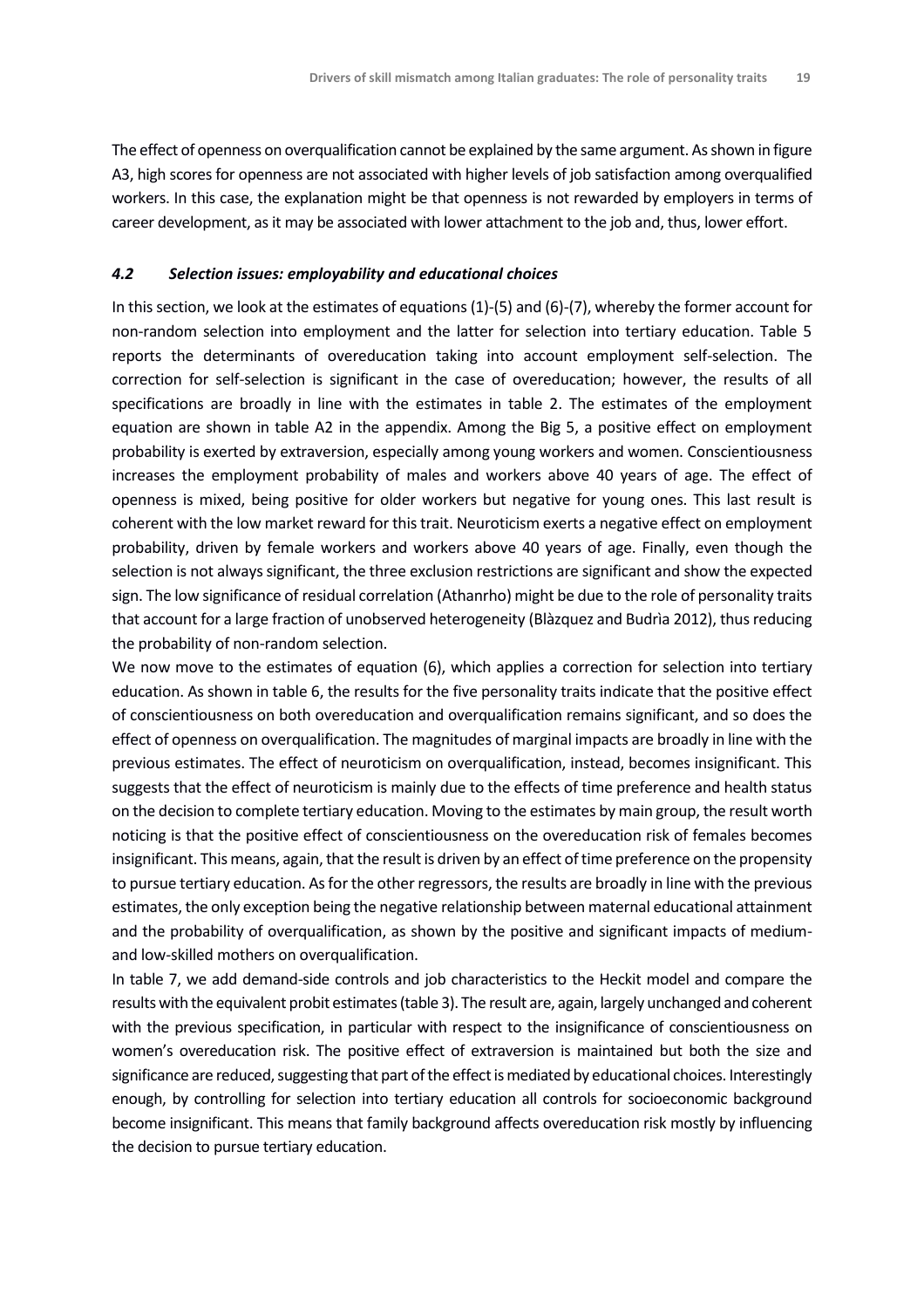The effect of openness on overqualification cannot be explained by the same argument. As shown in figure A3, high scores for openness are not associated with higher levels of job satisfaction among overqualified workers. In this case, the explanation might be that openness is not rewarded by employers in terms of career development, as it may be associated with lower attachment to the job and, thus, lower effort.

### *4.2 Selection issues: employability and educational choices*

In this section, we look at the estimates of equations (1)-(5) and (6)-(7), whereby the former account for non-random selection into employment and the latter for selection into tertiary education. Table 5 reports the determinants of overeducation taking into account employment self-selection. The correction for self-selection is significant in the case of overeducation; however, the results of all specifications are broadly in line with the estimates in table 2. The estimates of the employment equation are shown in table A2 in the appendix. Among the Big 5, a positive effect on employment probability is exerted by extraversion, especially among young workers and women. Conscientiousness increases the employment probability of males and workers above 40 years of age. The effect of openness is mixed, being positive for older workers but negative for young ones. This last result is coherent with the low market reward for this trait. Neuroticism exerts a negative effect on employment probability, driven by female workers and workers above 40 years of age. Finally, even though the selection is not always significant, the three exclusion restrictions are significant and show the expected sign. The low significance of residual correlation (Athanrho) might be due to the role of personality traits that account for a large fraction of unobserved heterogeneity (Blàzquez and Budrìa 2012), thus reducing the probability of non-random selection.

We now move to the estimates of equation (6), which applies a correction for selection into tertiary education. As shown in table 6, the results for the five personality traits indicate that the positive effect of conscientiousness on both overeducation and overqualification remains significant, and so does the effect of openness on overqualification. The magnitudes of marginal impacts are broadly in line with the previous estimates. The effect of neuroticism on overqualification, instead, becomes insignificant. This suggests that the effect of neuroticism is mainly due to the effects of time preference and health status on the decision to complete tertiary education. Moving to the estimates by main group, the result worth noticing is that the positive effect of conscientiousness on the overeducation risk of females becomes insignificant. This means, again, that the result is driven by an effect of time preference on the propensity to pursue tertiary education. As for the other regressors, the results are broadly in line with the previous estimates, the only exception being the negative relationship between maternal educational attainment and the probability of overqualification, as shown by the positive and significant impacts of medium- and low-skilled mothers on overqualification.

In table 7, we add demand-side controls and job characteristics to the Heckit model and compare the results with the equivalent probit estimates (table 3). The result are, again, largely unchanged and coherent with the previous specification, in particular with respect to the insignificance of conscientiousness on women's overeducation risk. The positive effect of extraversion is maintained but both the size and significance are reduced, suggesting that part of the effect is mediated by educational choices. Interestingly enough, by controlling for selection into tertiary education all controls for socioeconomic background become insignificant. This means that family background affects overeducation risk mostly by influencing the decision to pursue tertiary education.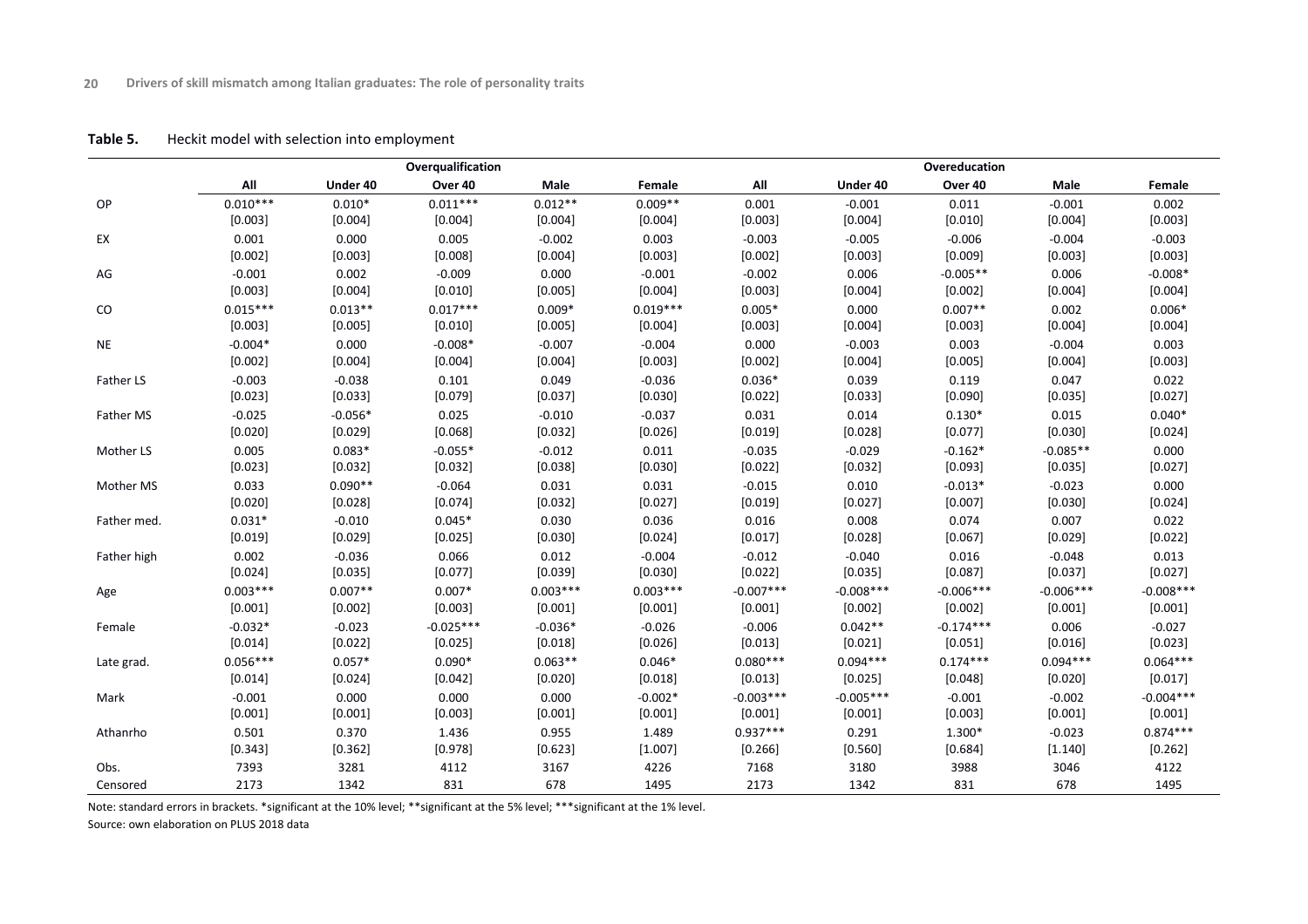**Table 5.** Heckit model with selection into employment

| | Overqualification | | | | | Overeducation | | | | |
|---|---|---|---|---|---|---|---|---|---|---|
| | All | Under 40 | Over 40 | Male | Female | All | Under 40 | Over 40 | Male | Female |
| OP | 0.010*** | 0.010* | 0.011*** | 0.012** | 0.009** | 0.001 | -0.001 | 0.011 | -0.001 | 0.002 |
| | [0.003] | [0.004] | [0.004] | [0.004] | [0.004] | [0.003] | [0.004] | [0.010] | [0.004] | [0.003] |
| EX | 0.001 | 0.000 | 0.005 | -0.002 | 0.003 | -0.003 | -0.005 | -0.006 | -0.004 | -0.003 |
| | [0.002] | [0.003] | [0.008] | [0.004] | [0.003] | [0.002] | [0.003] | [0.009] | [0.003] | [0.003] |
| AG | -0.001 | 0.002 | -0.009 | 0.000 | -0.001 | -0.002 | 0.006 | -0.005** | 0.006 | -0.008* |
| | [0.003] | [0.004] | [0.010] | [0.005] | [0.004] | [0.003] | [0.004] | [0.002] | [0.004] | [0.004] |
| CO | 0.015*** | 0.013** | 0.017*** | 0.009* | 0.019*** | 0.005* | 0.000 | 0.007** | 0.002 | 0.006* |
| | [0.003] | [0.005] | [0.010] | [0.005] | [0.004] | [0.003] | [0.004] | [0.003] | [0.004] | [0.004] |
| NE | -0.004* | 0.000 | -0.008* | -0.007 | -0.004 | 0.000 | -0.003 | 0.003 | -0.004 | 0.003 |
| | [0.002] | [0.004] | [0.004] | [0.004] | [0.003] | [0.002] | [0.004] | [0.005] | [0.004] | [0.003] |
| Father LS | -0.003 | -0.038 | 0.101 | 0.049 | -0.036 | 0.036* | 0.039 | 0.119 | 0.047 | 0.022 |
| | [0.023] | [0.033] | [0.079] | [0.037] | [0.030] | [0.022] | [0.033] | [0.090] | [0.035] | [0.027] |
| Father MS | -0.025 | -0.056* | 0.025 | -0.010 | -0.037 | 0.031 | 0.014 | 0.130* | 0.015 | 0.040* |
| | [0.020] | [0.029] | [0.068] | [0.032] | [0.026] | [0.019] | [0.028] | [0.077] | [0.030] | [0.024] |
| Mother LS | 0.005 | 0.083* | -0.055* | -0.012 | 0.011 | -0.035 | -0.029 | -0.162* | -0.085** | 0.000 |
| | [0.023] | [0.032] | [0.032] | [0.038] | [0.030] | [0.022] | [0.032] | [0.093] | [0.035] | [0.027] |
| Mother MS | 0.033 | 0.090** | -0.064 | 0.031 | 0.031 | -0.015 | 0.010 | -0.013* | -0.023 | 0.000 |
| | [0.020] | [0.028] | [0.074] | [0.032] | [0.027] | [0.019] | [0.027] | [0.007] | [0.030] | [0.024] |
| Father med. | 0.031* | -0.010 | 0.045* | 0.030 | 0.036 | 0.016 | 0.008 | 0.074 | 0.007 | 0.022 |
| | [0.019] | [0.029] | [0.025] | [0.030] | [0.024] | [0.017] | [0.028] | [0.067] | [0.029] | [0.022] |
| Father high | 0.002 | -0.036 | 0.066 | 0.012 | -0.004 | -0.012 | -0.040 | 0.016 | -0.048 | 0.013 |
| | [0.024] | [0.035] | [0.077] | [0.039] | [0.030] | [0.022] | [0.035] | [0.087] | [0.037] | [0.027] |
| Age | 0.003*** | 0.007** | 0.007* | 0.003*** | 0.003*** | -0.007*** | -0.008*** | -0.006*** | -0.006*** | -0.008*** |
| | [0.001] | [0.002] | [0.003] | [0.001] | [0.001] | [0.001] | [0.002] | [0.002] | [0.001] | [0.001] |
| Female | -0.032* | -0.023 | -0.025*** | -0.036* | -0.026 | -0.006 | 0.042** | -0.174*** | 0.006 | -0.027 |
| | [0.014] | [0.022] | [0.025] | [0.018] | [0.026] | [0.013] | [0.021] | [0.051] | [0.016] | [0.023] |
| Late grad. | 0.056*** | 0.057* | 0.090* | 0.063** | 0.046* | 0.080*** | 0.094*** | 0.174*** | 0.094*** | 0.064*** |
| | [0.014] | [0.024] | [0.042] | [0.020] | [0.018] | [0.013] | [0.025] | [0.048] | [0.020] | [0.017] |
| Mark | -0.001 | 0.000 | 0.000 | 0.000 | -0.002* | -0.003*** | -0.005*** | -0.001 | -0.002 | -0.004*** |
| | [0.001] | [0.001] | [0.003] | [0.001] | [0.001] | [0.001] | [0.001] | [0.003] | [0.001] | [0.001] |
| Athanrho | 0.501 | 0.370 | 1.436 | 0.955 | 1.489 | 0.937*** | 0.291 | 1.300* | -0.023 | 0.874*** |
| | [0.343] | [0.362] | [0.978] | [0.623] | [1.007] | [0.266] | [0.560] | [0.684] | [1.140] | [0.262] |
| Obs. | 7393 | 3281 | 4112 | 3167 | 4226 | 7168 | 3180 | 3988 | 3046 | 4122 |
| Censored | 2173 | 1342 | 831 | 678 | 1495 | 2173 | 1342 | 831 | 678 | 1495 |

Note: standard errors in brackets. *significant at the 10% level; **significant at the 5% level; ***significant at the 1% level.

Source: own elaboration on PLUS 2018 data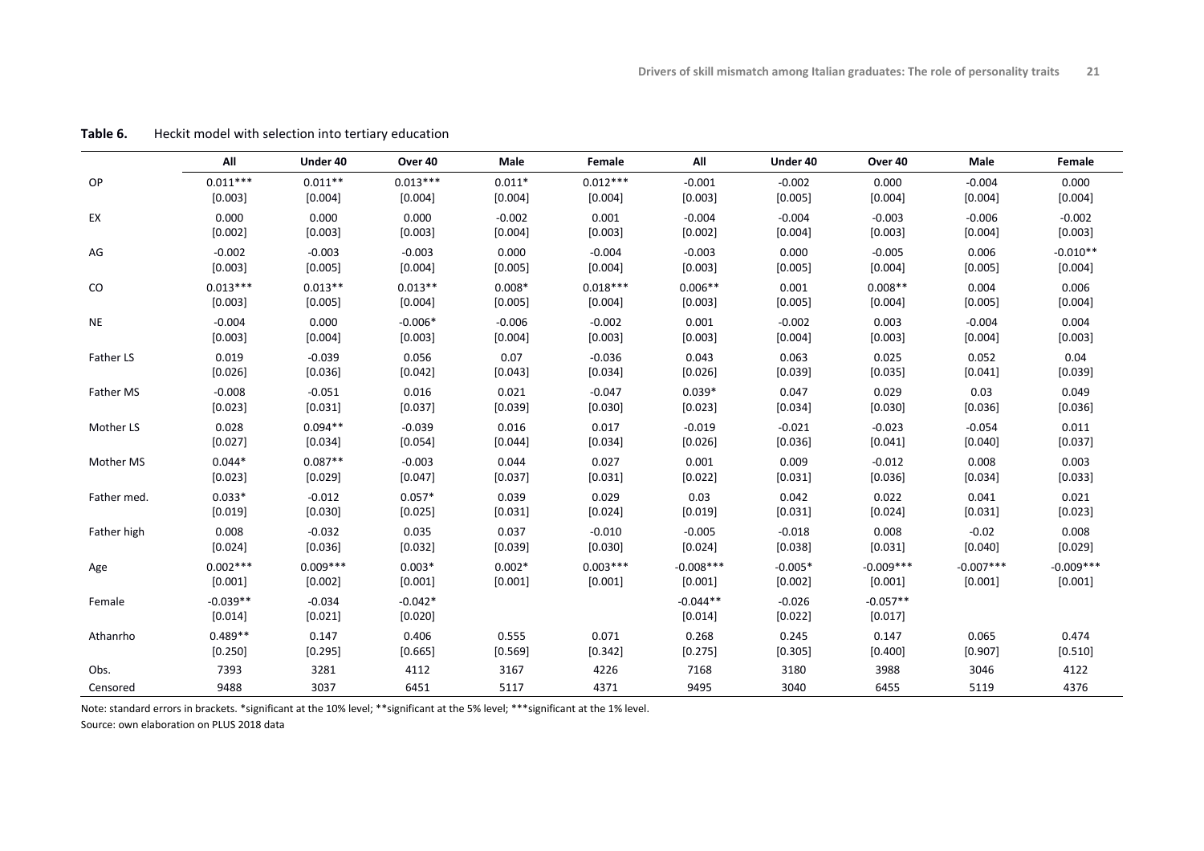**Table 6.** Heckit model with selection into tertiary education

| | All | Under 40 | Over 40 | Male | Female | All | Under 40 | Over 40 | Male | Female |
|---|---|---|---|---|---|---|---|---|---|---|
| OP | 0.011*** | 0.011** | 0.013*** | 0.011* | 0.012*** | -0.001 | -0.002 | 0.000 | -0.004 | 0.000 |
| | [0.003] | [0.004] | [0.004] | [0.004] | [0.004] | [0.003] | [0.005] | [0.004] | [0.004] | [0.004] |
| EX | 0.000 | 0.000 | 0.000 | -0.002 | 0.001 | -0.004 | -0.004 | -0.003 | -0.006 | -0.002 |
| | [0.002] | [0.003] | [0.003] | [0.004] | [0.003] | [0.002] | [0.004] | [0.003] | [0.004] | [0.003] |
| AG | -0.002 | -0.003 | -0.003 | 0.000 | -0.004 | -0.003 | 0.000 | -0.005 | 0.006 | -0.010** |
| | [0.003] | [0.005] | [0.004] | [0.005] | [0.004] | [0.003] | [0.005] | [0.004] | [0.005] | [0.004] |
| CO | 0.013*** | 0.013** | 0.013** | 0.008* | 0.018*** | 0.006** | 0.001 | 0.008** | 0.004 | 0.006 |
| | [0.003] | [0.005] | [0.004] | [0.005] | [0.004] | [0.003] | [0.005] | [0.004] | [0.005] | [0.004] |
| NE | -0.004 | 0.000 | -0.006* | -0.006 | -0.002 | 0.001 | -0.002 | 0.003 | -0.004 | 0.004 |
| | [0.003] | [0.004] | [0.003] | [0.004] | [0.003] | [0.003] | [0.004] | [0.003] | [0.004] | [0.003] |
| Father LS | 0.019 | -0.039 | 0.056 | 0.07 | -0.036 | 0.043 | 0.063 | 0.025 | 0.052 | 0.04 |
| | [0.026] | [0.036] | [0.042] | [0.043] | [0.034] | [0.026] | [0.039] | [0.035] | [0.041] | [0.039] |
| Father MS | -0.008 | -0.051 | 0.016 | 0.021 | -0.047 | 0.039* | 0.047 | 0.029 | 0.03 | 0.049 |
| | [0.023] | [0.031] | [0.037] | [0.039] | [0.030] | [0.023] | [0.034] | [0.030] | [0.036] | [0.036] |
| Mother LS | 0.028 | 0.094** | -0.039 | 0.016 | 0.017 | -0.019 | -0.021 | -0.023 | -0.054 | 0.011 |
| | [0.027] | [0.034] | [0.054] | [0.044] | [0.034] | [0.026] | [0.036] | [0.041] | [0.040] | [0.037] |
| Mother MS | 0.044* | 0.087** | -0.003 | 0.044 | 0.027 | 0.001 | 0.009 | -0.012 | 0.008 | 0.003 |
| | [0.023] | [0.029] | [0.047] | [0.037] | [0.031] | [0.022] | [0.031] | [0.036] | [0.034] | [0.033] |
| Father med. | 0.033* | -0.012 | 0.057* | 0.039 | 0.029 | 0.03 | 0.042 | 0.022 | 0.041 | 0.021 |
| | [0.019] | [0.030] | [0.025] | [0.031] | [0.024] | [0.019] | [0.031] | [0.024] | [0.031] | [0.023] |
| Father high | 0.008 | -0.032 | 0.035 | 0.037 | -0.010 | -0.005 | -0.018 | 0.008 | -0.02 | 0.008 |
| | [0.024] | [0.036] | [0.032] | [0.039] | [0.030] | [0.024] | [0.038] | [0.031] | [0.040] | [0.029] |
| Age | 0.002*** | 0.009*** | 0.003* | 0.002* | 0.003*** | -0.008*** | -0.005* | -0.009*** | -0.007*** | -0.009*** |
| | [0.001] | [0.002] | [0.001] | [0.001] | [0.001] | [0.001] | [0.002] | [0.001] | [0.001] | [0.001] |
| Female | -0.039** | -0.034 | -0.042* | | | -0.044** | -0.026 | -0.057** | | |
| | [0.014] | [0.021] | [0.020] | | | [0.014] | [0.022] | [0.017] | | |
| Athanrho | 0.489** | 0.147 | 0.406 | 0.555 | 0.071 | 0.268 | 0.245 | 0.147 | 0.065 | 0.474 |
| | [0.250] | [0.295] | [0.665] | [0.569] | [0.342] | [0.275] | [0.305] | [0.400] | [0.907] | [0.510] |
| Obs. | 7393 | 3281 | 4112 | 3167 | 4226 | 7168 | 3180 | 3988 | 3046 | 4122 |
| Censored | 9488 | 3037 | 6451 | 5117 | 4371 | 9495 | 3040 | 6455 | 5119 | 4376 |

Note: standard errors in brackets. *significant at the 10% level; **significant at the 5% level; ***significant at the 1% level.

Source: own elaboration on PLUS 2018 data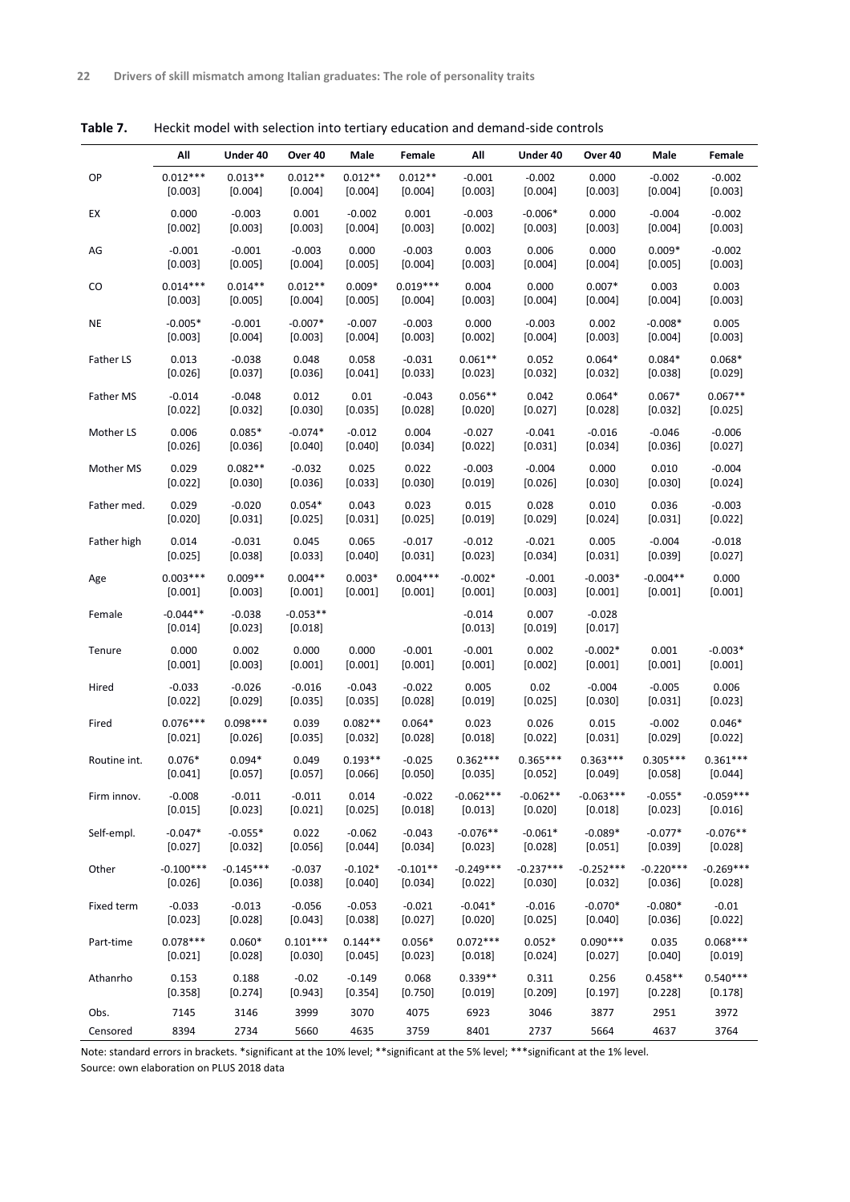**Table 7.** Heckit model with selection into tertiary education and demand-side controls

| | All | Under 40 | Over 40 | Male | Female | All | Under 40 | Over 40 | Male | Female |
|---|---|---|---|---|---|---|---|---|---|---|
| OP | 0.012*** | 0.013** | 0.012** | 0.012** | 0.012** | -0.001 | -0.002 | 0.000 | -0.002 | -0.002 |
| | [0.003] | [0.004] | [0.004] | [0.004] | [0.004] | [0.003] | [0.004] | [0.003] | [0.004] | [0.003] |
| EX | 0.000 | -0.003 | 0.001 | -0.002 | 0.001 | -0.003 | -0.006* | 0.000 | -0.004 | -0.002 |
| | [0.002] | [0.003] | [0.003] | [0.004] | [0.003] | [0.002] | [0.003] | [0.003] | [0.004] | [0.003] |
| AG | -0.001 | -0.001 | -0.003 | 0.000 | -0.003 | 0.003 | 0.006 | 0.000 | 0.009* | -0.002 |
| | [0.003] | [0.005] | [0.004] | [0.005] | [0.004] | [0.003] | [0.004] | [0.004] | [0.005] | [0.003] |
| CO | 0.014*** | 0.014** | 0.012** | 0.009* | 0.019*** | 0.004 | 0.000 | 0.007* | 0.003 | 0.003 |
| | [0.003] | [0.005] | [0.004] | [0.005] | [0.004] | [0.003] | [0.004] | [0.004] | [0.004] | [0.003] |
| NE | -0.005* | -0.001 | -0.007* | -0.007 | -0.003 | 0.000 | -0.003 | 0.002 | -0.008* | 0.005 |
| | [0.003] | [0.004] | [0.003] | [0.004] | [0.003] | [0.002] | [0.004] | [0.003] | [0.004] | [0.003] |
| Father LS | 0.013 | -0.038 | 0.048 | 0.058 | -0.031 | 0.061** | 0.052 | 0.064* | 0.084* | 0.068* |
| | [0.026] | [0.037] | [0.036] | [0.041] | [0.033] | [0.023] | [0.032] | [0.032] | [0.038] | [0.029] |
| Father MS | -0.014 | -0.048 | 0.012 | 0.01 | -0.043 | 0.056** | 0.042 | 0.064* | 0.067* | 0.067** |
| | [0.022] | [0.032] | [0.030] | [0.035] | [0.028] | [0.020] | [0.027] | [0.028] | [0.032] | [0.025] |
| Mother LS | 0.006 | 0.085* | -0.074* | -0.012 | 0.004 | -0.027 | -0.041 | -0.016 | -0.046 | -0.006 |
| | [0.026] | [0.036] | [0.040] | [0.040] | [0.034] | [0.022] | [0.031] | [0.034] | [0.036] | [0.027] |
| Mother MS | 0.029 | 0.082** | -0.032 | 0.025 | 0.022 | -0.003 | -0.004 | 0.000 | 0.010 | -0.004 |
| | [0.022] | [0.030] | [0.036] | [0.033] | [0.030] | [0.019] | [0.026] | [0.030] | [0.030] | [0.024] |
| Father med. | 0.029 | -0.020 | 0.054* | 0.043 | 0.023 | 0.015 | 0.028 | 0.010 | 0.036 | -0.003 |
| | [0.020] | [0.031] | [0.025] | [0.031] | [0.025] | [0.019] | [0.029] | [0.024] | [0.031] | [0.022] |
| Father high | 0.014 | -0.031 | 0.045 | 0.065 | -0.017 | -0.012 | -0.021 | 0.005 | -0.004 | -0.018 |
| | [0.025] | [0.038] | [0.033] | [0.040] | [0.031] | [0.023] | [0.034] | [0.031] | [0.039] | [0.027] |
| Age | 0.003*** | 0.009** | 0.004** | 0.003* | 0.004*** | -0.002* | -0.001 | -0.003* | -0.004** | 0.000 |
| | [0.001] | [0.003] | [0.001] | [0.001] | [0.001] | [0.001] | [0.003] | [0.001] | [0.001] | [0.001] |
| Female | -0.044** | -0.038 | -0.053** | | | -0.014 | 0.007 | -0.028 | | |
| | [0.014] | [0.023] | [0.018] | | | [0.013] | [0.019] | [0.017] | | |
| Tenure | 0.000 | 0.002 | 0.000 | 0.000 | -0.001 | -0.001 | 0.002 | -0.002* | 0.001 | -0.003* |
| | [0.001] | [0.003] | [0.001] | [0.001] | [0.001] | [0.001] | [0.002] | [0.001] | [0.001] | [0.001] |
| Hired | -0.033 | -0.026 | -0.016 | -0.043 | -0.022 | 0.005 | 0.02 | -0.004 | -0.005 | 0.006 |
| | [0.022] | [0.029] | [0.035] | [0.035] | [0.028] | [0.019] | [0.025] | [0.030] | [0.031] | [0.023] |
| Fired | 0.076*** | 0.098*** | 0.039 | 0.082** | 0.064* | 0.023 | 0.026 | 0.015 | -0.002 | 0.046* |
| | [0.021] | [0.026] | [0.035] | [0.032] | [0.028] | [0.018] | [0.022] | [0.031] | [0.029] | [0.022] |
| Routine int. | 0.076* | 0.094* | 0.049 | 0.193** | -0.025 | 0.362*** | 0.365*** | 0.363*** | 0.305*** | 0.361*** |
| | [0.041] | [0.057] | [0.057] | [0.066] | [0.050] | [0.035] | [0.052] | [0.049] | [0.058] | [0.044] |
| Firm innov. | -0.008 | -0.011 | -0.011 | 0.014 | -0.022 | -0.062*** | -0.062** | -0.063*** | -0.055* | -0.059*** |
| | [0.015] | [0.023] | [0.021] | [0.025] | [0.018] | [0.013] | [0.020] | [0.018] | [0.023] | [0.016] |
| Self-empl. | -0.047* | -0.055* | 0.022 | -0.062 | -0.043 | -0.076** | -0.061* | -0.089* | -0.077* | -0.076** |
| | [0.027] | [0.032] | [0.056] | [0.044] | [0.034] | [0.023] | [0.028] | [0.051] | [0.039] | [0.028] |
| Other | -0.100*** | -0.145*** | -0.037 | -0.102* | -0.101** | -0.249*** | -0.237*** | -0.252*** | -0.220*** | -0.269*** |
| | [0.026] | [0.036] | [0.038] | [0.040] | [0.034] | [0.022] | [0.030] | [0.032] | [0.036] | [0.028] |
| Fixed term | -0.033 | -0.013 | -0.056 | -0.053 | -0.021 | -0.041* | -0.016 | -0.070* | -0.080* | -0.01 |
| | [0.023] | [0.028] | [0.043] | [0.038] | [0.027] | [0.020] | [0.025] | [0.040] | [0.036] | [0.022] |
| Part-time | 0.078*** | 0.060* | 0.101*** | 0.144** | 0.056* | 0.072*** | 0.052* | 0.090*** | 0.035 | 0.068*** |
| | [0.021] | [0.028] | [0.030] | [0.045] | [0.023] | [0.018] | [0.024] | [0.027] | [0.040] | [0.019] |
| Athanrho | 0.153 | 0.188 | -0.02 | -0.149 | 0.068 | 0.339** | 0.311 | 0.256 | 0.458** | 0.540*** |
| | [0.358] | [0.274] | [0.943] | [0.354] | [0.750] | [0.019] | [0.209] | [0.197] | [0.228] | [0.178] |
| Obs. | 7145 | 3146 | 3999 | 3070 | 4075 | 6923 | 3046 | 3877 | 2951 | 3972 |
| Censored | 8394 | 2734 | 5660 | 4635 | 3759 | 8401 | 2737 | 5664 | 4637 | 3764 |

Note: standard errors in brackets. *significant at the 10% level; **significant at the 5% level; ***significant at the 1% level.
Source: own elaboration on PLUS 2018 data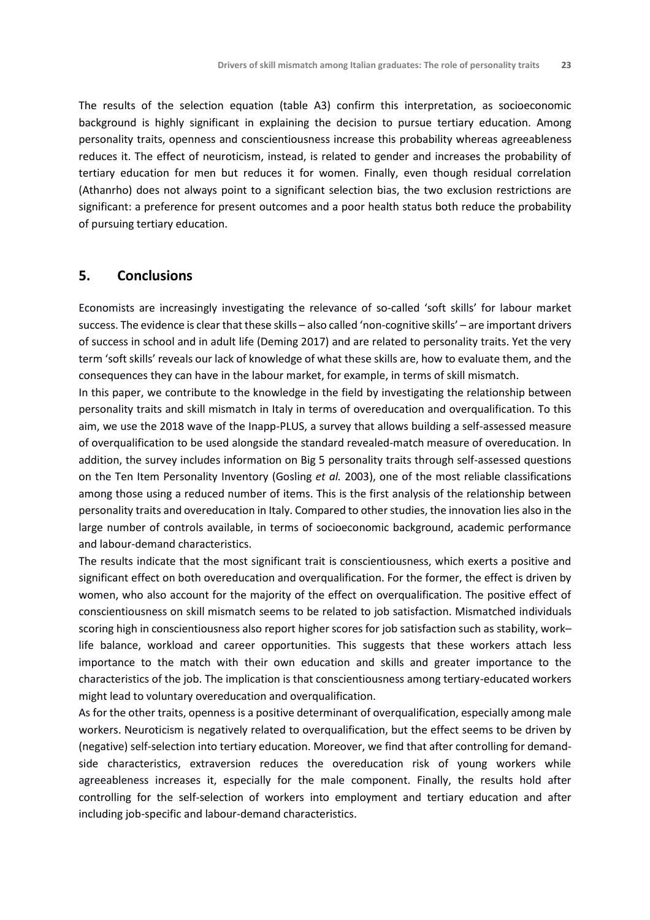The results of the selection equation (table A3) confirm this interpretation, as socioeconomic background is highly significant in explaining the decision to pursue tertiary education. Among personality traits, openness and conscientiousness increase this probability whereas agreeableness reduces it. The effect of neuroticism, instead, is related to gender and increases the probability of tertiary education for men but reduces it for women. Finally, even though residual correlation (Athanrho) does not always point to a significant selection bias, the two exclusion restrictions are significant: a preference for present outcomes and a poor health status both reduce the probability of pursuing tertiary education.

## 5. Conclusions

Economists are increasingly investigating the relevance of so-called 'soft skills' for labour market success. The evidence is clear that these skills – also called 'non-cognitive skills' – are important drivers of success in school and in adult life (Deming 2017) and are related to personality traits. Yet the very term 'soft skills' reveals our lack of knowledge of what these skills are, how to evaluate them, and the consequences they can have in the labour market, for example, in terms of skill mismatch.

In this paper, we contribute to the knowledge in the field by investigating the relationship between personality traits and skill mismatch in Italy in terms of overeducation and overqualification. To this aim, we use the 2018 wave of the Inapp-PLUS, a survey that allows building a self-assessed measure of overqualification to be used alongside the standard revealed-match measure of overeducation. In addition, the survey includes information on Big 5 personality traits through self-assessed questions on the Ten Item Personality Inventory (Gosling *et al.* 2003), one of the most reliable classifications among those using a reduced number of items. This is the first analysis of the relationship between personality traits and overeducation in Italy. Compared to other studies, the innovation lies also in the large number of controls available, in terms of socioeconomic background, academic performance and labour-demand characteristics.

The results indicate that the most significant trait is conscientiousness, which exerts a positive and significant effect on both overeducation and overqualification. For the former, the effect is driven by women, who also account for the majority of the effect on overqualification. The positive effect of conscientiousness on skill mismatch seems to be related to job satisfaction. Mismatched individuals scoring high in conscientiousness also report higher scores for job satisfaction such as stability, work–life balance, workload and career opportunities. This suggests that these workers attach less importance to the match with their own education and skills and greater importance to the characteristics of the job. The implication is that conscientiousness among tertiary-educated workers might lead to voluntary overeducation and overqualification.

As for the other traits, openness is a positive determinant of overqualification, especially among male workers. Neuroticism is negatively related to overqualification, but the effect seems to be driven by (negative) self-selection into tertiary education. Moreover, we find that after controlling for demand-side characteristics, extraversion reduces the overeducation risk of young workers while agreeableness increases it, especially for the male component. Finally, the results hold after controlling for the self-selection of workers into employment and tertiary education and after including job-specific and labour-demand characteristics.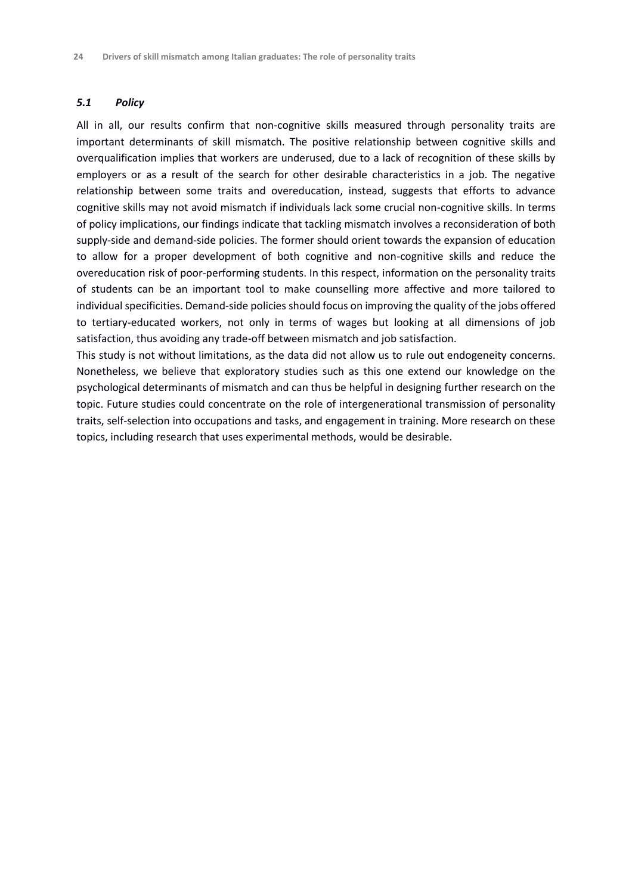### *5.1 Policy*

All in all, our results confirm that non-cognitive skills measured through personality traits are important determinants of skill mismatch. The positive relationship between cognitive skills and overqualification implies that workers are underused, due to a lack of recognition of these skills by employers or as a result of the search for other desirable characteristics in a job. The negative relationship between some traits and overeducation, instead, suggests that efforts to advance cognitive skills may not avoid mismatch if individuals lack some crucial non-cognitive skills. In terms of policy implications, our findings indicate that tackling mismatch involves a reconsideration of both supply-side and demand-side policies. The former should orient towards the expansion of education to allow for a proper development of both cognitive and non-cognitive skills and reduce the overeducation risk of poor-performing students. In this respect, information on the personality traits of students can be an important tool to make counselling more affective and more tailored to individual specificities. Demand-side policies should focus on improving the quality of the jobs offered to tertiary-educated workers, not only in terms of wages but looking at all dimensions of job satisfaction, thus avoiding any trade-off between mismatch and job satisfaction.

This study is not without limitations, as the data did not allow us to rule out endogeneity concerns. Nonetheless, we believe that exploratory studies such as this one extend our knowledge on the psychological determinants of mismatch and can thus be helpful in designing further research on the topic. Future studies could concentrate on the role of intergenerational transmission of personality traits, self-selection into occupations and tasks, and engagement in training. More research on these topics, including research that uses experimental methods, would be desirable.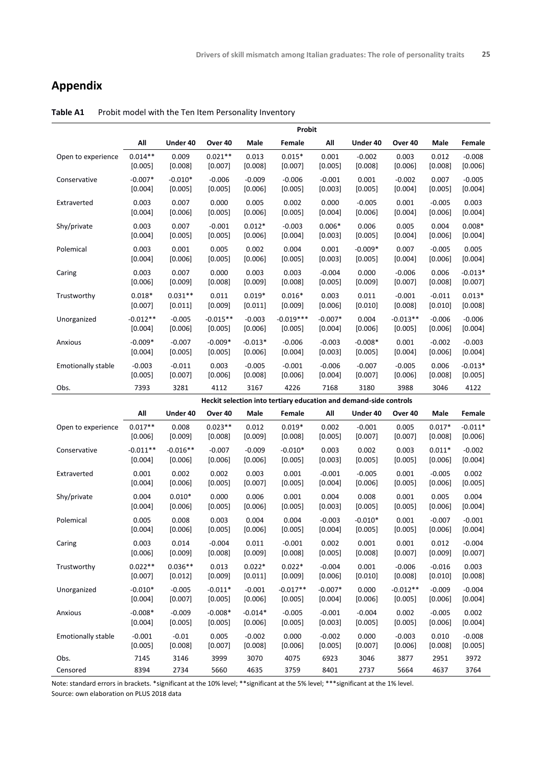# Appendix

**Table A1** Probit model with the Ten Item Personality Inventory

| | Probit | | | | | | | | | |
|---|---|---|---|---|---|---|---|---|---|---|
| | All | Under 40 | Over 40 | Male | Female | All | Under 40 | Over 40 | Male | Female |
| Open to experience | 0.014** | 0.009 | 0.021** | 0.013 | 0.015* | 0.001 | -0.002 | 0.003 | 0.012 | -0.008 |
| | [0.005] | [0.008] | [0.007] | [0.008] | [0.007] | [0.005] | [0.008] | [0.006] | [0.008] | [0.006] |
| Conservative | -0.007* | -0.010* | -0.006 | -0.009 | -0.006 | -0.001 | 0.001 | -0.002 | 0.007 | -0.005 |
| | [0.004] | [0.005] | [0.005] | [0.006] | [0.005] | [0.003] | [0.005] | [0.004] | [0.006] | [0.004] |
| Extraverted | 0.003 | 0.007 | 0.000 | 0.005 | 0.002 | 0.000 | -0.005 | 0.001 | -0.005 | 0.003 |
| | [0.004] | [0.006] | [0.005] | [0.006] | [0.005] | [0.004] | [0.006] | [0.004] | [0.006] | [0.004] |
| Shy/private | 0.003 | 0.007 | -0.001 | 0.012* | -0.003 | 0.006* | 0.006 | 0.005 | 0.004 | 0.008* |
| | [0.004] | [0.005] | [0.005] | [0.006] | [0.004] | [0.003] | [0.005] | [0.004] | [0.006] | [0.004] |
| Polemical | 0.003 | 0.001 | 0.005 | 0.002 | 0.004 | 0.001 | -0.009* | 0.007 | -0.005 | 0.005 |
| | [0.004] | [0.006] | [0.005] | [0.006] | [0.005] | [0.003] | [0.005] | [0.004] | [0.006] | [0.004] |
| Caring | 0.003 | 0.007 | 0.000 | 0.003 | 0.003 | -0.004 | 0.000 | -0.006 | 0.006 | -0.013* |
| | [0.006] | [0.009] | [0.008] | [0.009] | [0.008] | [0.005] | [0.009] | [0.007] | [0.008] | [0.007] |
| Trustworthy | 0.018* | 0.031** | 0.011 | 0.019* | 0.016* | 0.003 | 0.011 | -0.001 | -0.011 | 0.013* |
| | [0.007] | [0.011] | [0.009] | [0.011] | [0.009] | [0.006] | [0.010] | [0.008] | [0.010] | [0.008] |
| Unorganized | -0.012** | -0.005 | -0.015** | -0.003 | -0.019*** | -0.007* | 0.004 | -0.013** | -0.006 | -0.006 |
| | [0.004] | [0.006] | [0.005] | [0.006] | [0.005] | [0.004] | [0.006] | [0.005] | [0.006] | [0.004] |
| Anxious | -0.009* | -0.007 | -0.009* | -0.013* | -0.006 | -0.003 | -0.008* | 0.001 | -0.002 | -0.003 |
| | [0.004] | [0.005] | [0.005] | [0.006] | [0.004] | [0.003] | [0.005] | [0.004] | [0.006] | [0.004] |
| Emotionally stable | -0.003 | -0.011 | 0.003 | -0.005 | -0.001 | -0.006 | -0.007 | -0.005 | 0.006 | -0.013* |
| | [0.005] | [0.007] | [0.006] | [0.008] | [0.006] | [0.004] | [0.007] | [0.006] | [0.008] | [0.005] |
| Obs. | 7393 | 3281 | 4112 | 3167 | 4226 | 7168 | 3180 | 3988 | 3046 | 4122 |
| | Heckit selection into tertiary education and demand-side controls | | | | | | | | | |
| | All | Under 40 | Over 40 | Male | Female | All | Under 40 | Over 40 | Male | Female |
| Open to experience | 0.017** | 0.008 | 0.023** | 0.012 | 0.019* | 0.002 | -0.001 | 0.005 | 0.017* | -0.011* |
| | [0.006] | [0.009] | [0.008] | [0.009] | [0.008] | [0.005] | [0.007] | [0.007] | [0.008] | [0.006] |
| Conservative | -0.011** | -0.016** | -0.007 | -0.009 | -0.010* | 0.003 | 0.002 | 0.003 | 0.011* | -0.002 |
| | [0.004] | [0.006] | [0.006] | [0.006] | [0.005] | [0.003] | [0.005] | [0.005] | [0.006] | [0.004] |
| Extraverted | 0.001 | 0.002 | 0.002 | 0.003 | 0.001 | -0.001 | -0.005 | 0.001 | -0.005 | 0.002 |
| | [0.004] | [0.006] | [0.005] | [0.007] | [0.005] | [0.004] | [0.006] | [0.005] | [0.006] | [0.005] |
| Shy/private | 0.004 | 0.010* | 0.000 | 0.006 | 0.001 | 0.004 | 0.008 | 0.001 | 0.005 | 0.004 |
| | [0.004] | [0.006] | [0.005] | [0.006] | [0.005] | [0.003] | [0.005] | [0.005] | [0.006] | [0.004] |
| Polemical | 0.005 | 0.008 | 0.003 | 0.004 | 0.004 | -0.003 | -0.010* | 0.001 | -0.007 | -0.001 |
| | [0.004] | [0.006] | [0.005] | [0.006] | [0.005] | [0.004] | [0.005] | [0.005] | [0.006] | [0.004] |
| Caring | 0.003 | 0.014 | -0.004 | 0.011 | -0.001 | 0.002 | 0.001 | 0.001 | 0.012 | -0.004 |
| | [0.006] | [0.009] | [0.008] | [0.009] | [0.008] | [0.005] | [0.008] | [0.007] | [0.009] | [0.007] |
| Trustworthy | 0.022** | 0.036** | 0.013 | 0.022* | 0.022* | -0.004 | 0.001 | -0.006 | -0.016 | 0.003 |
| | [0.007] | [0.012] | [0.009] | [0.011] | [0.009] | [0.006] | [0.010] | [0.008] | [0.010] | [0.008] |
| Unorganized | -0.010* | -0.005 | -0.011* | -0.001 | -0.017** | -0.007* | 0.000 | -0.012** | -0.009 | -0.004 |
| | [0.004] | [0.007] | [0.005] | [0.006] | [0.005] | [0.004] | [0.006] | [0.005] | [0.006] | [0.004] |
| Anxious | -0.008* | -0.009 | -0.008* | -0.014* | -0.005 | -0.001 | -0.004 | 0.002 | -0.005 | 0.002 |
| | [0.004] | [0.005] | [0.005] | [0.006] | [0.005] | [0.003] | [0.005] | [0.005] | [0.006] | [0.004] |
| Emotionally stable | -0.001 | -0.01 | 0.005 | -0.002 | 0.000 | -0.002 | 0.000 | -0.003 | 0.010 | -0.008 |
| | [0.005] | [0.008] | [0.007] | [0.008] | [0.006] | [0.005] | [0.007] | [0.006] | [0.008] | [0.005] |
| Obs. | 7145 | 3146 | 3999 | 3070 | 4075 | 6923 | 3046 | 3877 | 2951 | 3972 |
| Censored | 8394 | 2734 | 5660 | 4635 | 3759 | 8401 | 2737 | 5664 | 4637 | 3764 |

Note: standard errors in brackets. *significant at the 10% level; **significant at the 5% level; ***significant at the 1% level.

Source: own elaboration on PLUS 2018 data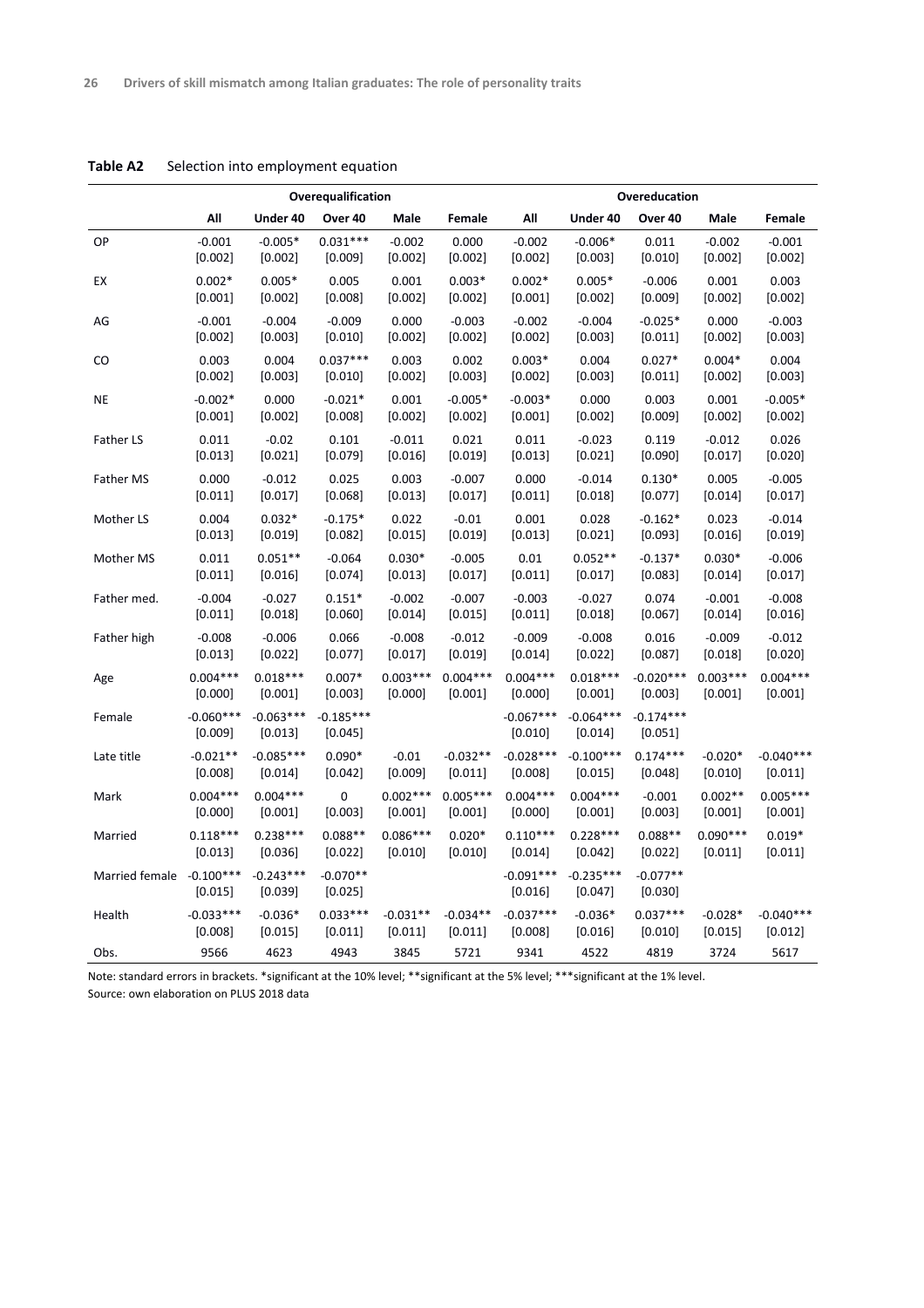**Table A2** Selection into employment equation

| | Overequalification | | | | | Overeducation | | | | |
|---|---|---|---|---|---|---|---|---|---|---|
| | All | Under 40 | Over 40 | Male | Female | All | Under 40 | Over 40 | Male | Female |
| OP | -0.001 | -0.005* | 0.031*** | -0.002 | 0.000 | -0.002 | -0.006* | 0.011 | -0.002 | -0.001 |
| | [0.002] | [0.002] | [0.009] | [0.002] | [0.002] | [0.002] | [0.003] | [0.010] | [0.002] | [0.002] |
| EX | 0.002* | 0.005* | 0.005 | 0.001 | 0.003* | 0.002* | 0.005* | -0.006 | 0.001 | 0.003 |
| | [0.001] | [0.002] | [0.008] | [0.002] | [0.002] | [0.001] | [0.002] | [0.009] | [0.002] | [0.002] |
| AG | -0.001 | -0.004 | -0.009 | 0.000 | -0.003 | -0.002 | -0.004 | -0.025* | 0.000 | -0.003 |
| | [0.002] | [0.003] | [0.010] | [0.002] | [0.002] | [0.002] | [0.003] | [0.011] | [0.002] | [0.003] |
| CO | 0.003 | 0.004 | 0.037*** | 0.003 | 0.002 | 0.003* | 0.004 | 0.027* | 0.004* | 0.004 |
| | [0.002] | [0.003] | [0.010] | [0.002] | [0.003] | [0.002] | [0.003] | [0.011] | [0.002] | [0.003] |
| NE | -0.002* | 0.000 | -0.021* | 0.001 | -0.005* | -0.003* | 0.000 | 0.003 | 0.001 | -0.005* |
| | [0.001] | [0.002] | [0.008] | [0.002] | [0.002] | [0.001] | [0.002] | [0.009] | [0.002] | [0.002] |
| Father LS | 0.011 | -0.02 | 0.101 | -0.011 | 0.021 | 0.011 | -0.023 | 0.119 | -0.012 | 0.026 |
| | [0.013] | [0.021] | [0.079] | [0.016] | [0.019] | [0.013] | [0.021] | [0.090] | [0.017] | [0.020] |
| Father MS | 0.000 | -0.012 | 0.025 | 0.003 | -0.007 | 0.000 | -0.014 | 0.130* | 0.005 | -0.005 |
| | [0.011] | [0.017] | [0.068] | [0.013] | [0.017] | [0.011] | [0.018] | [0.077] | [0.014] | [0.017] |
| Mother LS | 0.004 | 0.032* | -0.175* | 0.022 | -0.01 | 0.001 | 0.028 | -0.162* | 0.023 | -0.014 |
| | [0.013] | [0.019] | [0.082] | [0.015] | [0.019] | [0.013] | [0.021] | [0.093] | [0.016] | [0.019] |
| Mother MS | 0.011 | 0.051** | -0.064 | 0.030* | -0.005 | 0.01 | 0.052** | -0.137* | 0.030* | -0.006 |
| | [0.011] | [0.016] | [0.074] | [0.013] | [0.017] | [0.011] | [0.017] | [0.083] | [0.014] | [0.017] |
| Father med. | -0.004 | -0.027 | 0.151* | -0.002 | -0.007 | -0.003 | -0.027 | 0.074 | -0.001 | -0.008 |
| | [0.011] | [0.018] | [0.060] | [0.014] | [0.015] | [0.011] | [0.018] | [0.067] | [0.014] | [0.016] |
| Father high | -0.008 | -0.006 | 0.066 | -0.008 | -0.012 | -0.009 | -0.008 | 0.016 | -0.009 | -0.012 |
| | [0.013] | [0.022] | [0.077] | [0.017] | [0.019] | [0.014] | [0.022] | [0.087] | [0.018] | [0.020] |
| Age | 0.004*** | 0.018*** | 0.007* | 0.003*** | 0.004*** | 0.004*** | 0.018*** | -0.020*** | 0.003*** | 0.004*** |
| | [0.000] | [0.001] | [0.003] | [0.000] | [0.001] | [0.000] | [0.001] | [0.003] | [0.001] | [0.001] |
| Female | -0.060*** | -0.063*** | -0.185*** | | | -0.067*** | -0.064*** | -0.174*** | | |
| | [0.009] | [0.013] | [0.045] | | | [0.010] | [0.014] | [0.051] | | |
| Late title | -0.021** | -0.085*** | 0.090* | -0.01 | -0.032** | -0.028*** | -0.100*** | 0.174*** | -0.020* | -0.040*** |
| | [0.008] | [0.014] | [0.042] | [0.009] | [0.011] | [0.008] | [0.015] | [0.048] | [0.010] | [0.011] |
| Mark | 0.004*** | 0.004*** | 0 | 0.002*** | 0.005*** | 0.004*** | 0.004*** | -0.001 | 0.002** | 0.005*** |
| | [0.000] | [0.001] | [0.003] | [0.001] | [0.001] | [0.000] | [0.001] | [0.003] | [0.001] | [0.001] |
| Married | 0.118*** | 0.238*** | 0.088** | 0.086*** | 0.020* | 0.110*** | 0.228*** | 0.088** | 0.090*** | 0.019* |
| | [0.013] | [0.036] | [0.022] | [0.010] | [0.010] | [0.014] | [0.042] | [0.022] | [0.011] | [0.011] |
| Married female | -0.100*** | -0.243*** | -0.070** | | | -0.091*** | -0.235*** | -0.077** | | |
| | [0.015] | [0.039] | [0.025] | | | [0.016] | [0.047] | [0.030] | | |
| Health | -0.033*** | -0.036* | 0.033*** | -0.031** | -0.034** | -0.037*** | -0.036* | 0.037*** | -0.028* | -0.040*** |
| | [0.008] | [0.015] | [0.011] | [0.011] | [0.011] | [0.008] | [0.016] | [0.010] | [0.015] | [0.012] |
| Obs. | 9566 | 4623 | 4943 | 3845 | 5721 | 9341 | 4522 | 4819 | 3724 | 5617 |

Note: standard errors in brackets. *significant at the 10% level; **significant at the 5% level; ***significant at the 1% level.
Source: own elaboration on PLUS 2018 data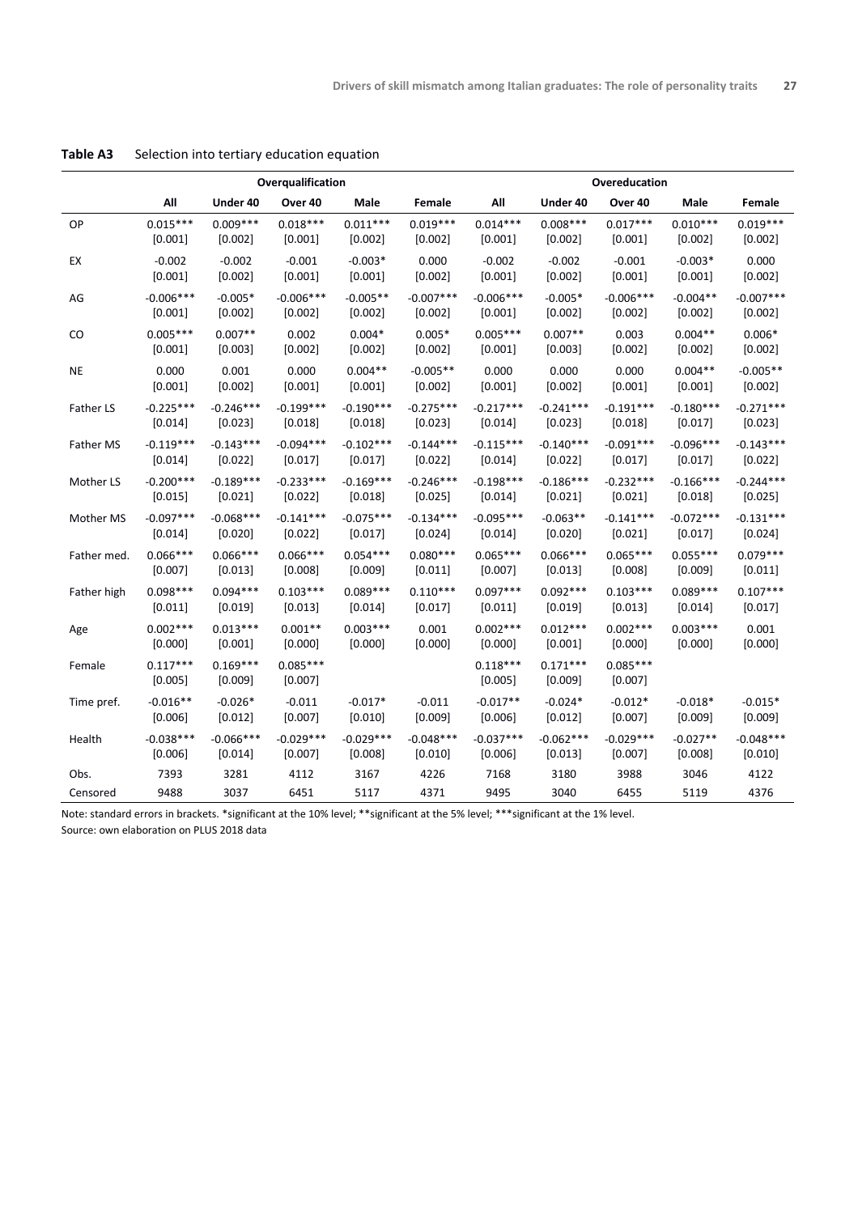**Table A3** Selection into tertiary education equation

| | Overqualification | | | | | Overeducation | | | | |
|---|---|---|---|---|---|---|---|---|---|---|
| | All | Under 40 | Over 40 | Male | Female | All | Under 40 | Over 40 | Male | Female |
| OP | 0.015*** | 0.009*** | 0.018*** | 0.011*** | 0.019*** | 0.014*** | 0.008*** | 0.017*** | 0.010*** | 0.019*** |
| | [0.001] | [0.002] | [0.001] | [0.002] | [0.002] | [0.001] | [0.002] | [0.001] | [0.002] | [0.002] |
| EX | -0.002 | -0.002 | -0.001 | -0.003* | 0.000 | -0.002 | -0.002 | -0.001 | -0.003* | 0.000 |
| | [0.001] | [0.002] | [0.001] | [0.001] | [0.002] | [0.001] | [0.002] | [0.001] | [0.001] | [0.002] |
| AG | -0.006*** | -0.005* | -0.006*** | -0.005** | -0.007*** | -0.006*** | -0.005* | -0.006*** | -0.004** | -0.007*** |
| | [0.001] | [0.002] | [0.002] | [0.002] | [0.002] | [0.001] | [0.002] | [0.002] | [0.002] | [0.002] |
| CO | 0.005*** | 0.007** | 0.002 | 0.004* | 0.005* | 0.005*** | 0.007** | 0.003 | 0.004** | 0.006* |
| | [0.001] | [0.003] | [0.002] | [0.002] | [0.002] | [0.001] | [0.003] | [0.002] | [0.002] | [0.002] |
| NE | 0.000 | 0.001 | 0.000 | 0.004** | -0.005** | 0.000 | 0.000 | 0.000 | 0.004** | -0.005** |
| | [0.001] | [0.002] | [0.001] | [0.001] | [0.002] | [0.001] | [0.002] | [0.001] | [0.001] | [0.002] |
| Father LS | -0.225*** | -0.246*** | -0.199*** | -0.190*** | -0.275*** | -0.217*** | -0.241*** | -0.191*** | -0.180*** | -0.271*** |
| | [0.014] | [0.023] | [0.018] | [0.018] | [0.023] | [0.014] | [0.023] | [0.018] | [0.017] | [0.023] |
| Father MS | -0.119*** | -0.143*** | -0.094*** | -0.102*** | -0.144*** | -0.115*** | -0.140*** | -0.091*** | -0.096*** | -0.143*** |
| | [0.014] | [0.022] | [0.017] | [0.017] | [0.022] | [0.014] | [0.022] | [0.017] | [0.017] | [0.022] |
| Mother LS | -0.200*** | -0.189*** | -0.233*** | -0.169*** | -0.246*** | -0.198*** | -0.186*** | -0.232*** | -0.166*** | -0.244*** |
| | [0.015] | [0.021] | [0.022] | [0.018] | [0.025] | [0.014] | [0.021] | [0.021] | [0.018] | [0.025] |
| Mother MS | -0.097*** | -0.068*** | -0.141*** | -0.075*** | -0.134*** | -0.095*** | -0.063** | -0.141*** | -0.072*** | -0.131*** |
| | [0.014] | [0.020] | [0.022] | [0.017] | [0.024] | [0.014] | [0.020] | [0.021] | [0.017] | [0.024] |
| Father med. | 0.066*** | 0.066*** | 0.066*** | 0.054*** | 0.080*** | 0.065*** | 0.066*** | 0.065*** | 0.055*** | 0.079*** |
| | [0.007] | [0.013] | [0.008] | [0.009] | [0.011] | [0.007] | [0.013] | [0.008] | [0.009] | [0.011] |
| Father high | 0.098*** | 0.094*** | 0.103*** | 0.089*** | 0.110*** | 0.097*** | 0.092*** | 0.103*** | 0.089*** | 0.107*** |
| | [0.011] | [0.019] | [0.013] | [0.014] | [0.017] | [0.011] | [0.019] | [0.013] | [0.014] | [0.017] |
| Age | 0.002*** | 0.013*** | 0.001** | 0.003*** | 0.001 | 0.002*** | 0.012*** | 0.002*** | 0.003*** | 0.001 |
| | [0.000] | [0.001] | [0.000] | [0.000] | [0.000] | [0.000] | [0.001] | [0.000] | [0.000] | [0.000] |
| Female | 0.117*** | 0.169*** | 0.085*** | | | 0.118*** | 0.171*** | 0.085*** | | |
| | [0.005] | [0.009] | [0.007] | | | [0.005] | [0.009] | [0.007] | | |
| Time pref. | -0.016** | -0.026* | -0.011 | -0.017* | -0.011 | -0.017** | -0.024* | -0.012* | -0.018* | -0.015* |
| | [0.006] | [0.012] | [0.007] | [0.010] | [0.009] | [0.006] | [0.012] | [0.007] | [0.009] | [0.009] |
| Health | -0.038*** | -0.066*** | -0.029*** | -0.029*** | -0.048*** | -0.037*** | -0.062*** | -0.029*** | -0.027** | -0.048*** |
| | [0.006] | [0.014] | [0.007] | [0.008] | [0.010] | [0.006] | [0.013] | [0.007] | [0.008] | [0.010] |
| Obs. | 7393 | 3281 | 4112 | 3167 | 4226 | 7168 | 3180 | 3988 | 3046 | 4122 |
| Censored | 9488 | 3037 | 6451 | 5117 | 4371 | 9495 | 3040 | 6455 | 5119 | 4376 |

Note: standard errors in brackets. *significant at the 10% level; **significant at the 5% level; ***significant at the 1% level.
Source: own elaboration on PLUS 2018 data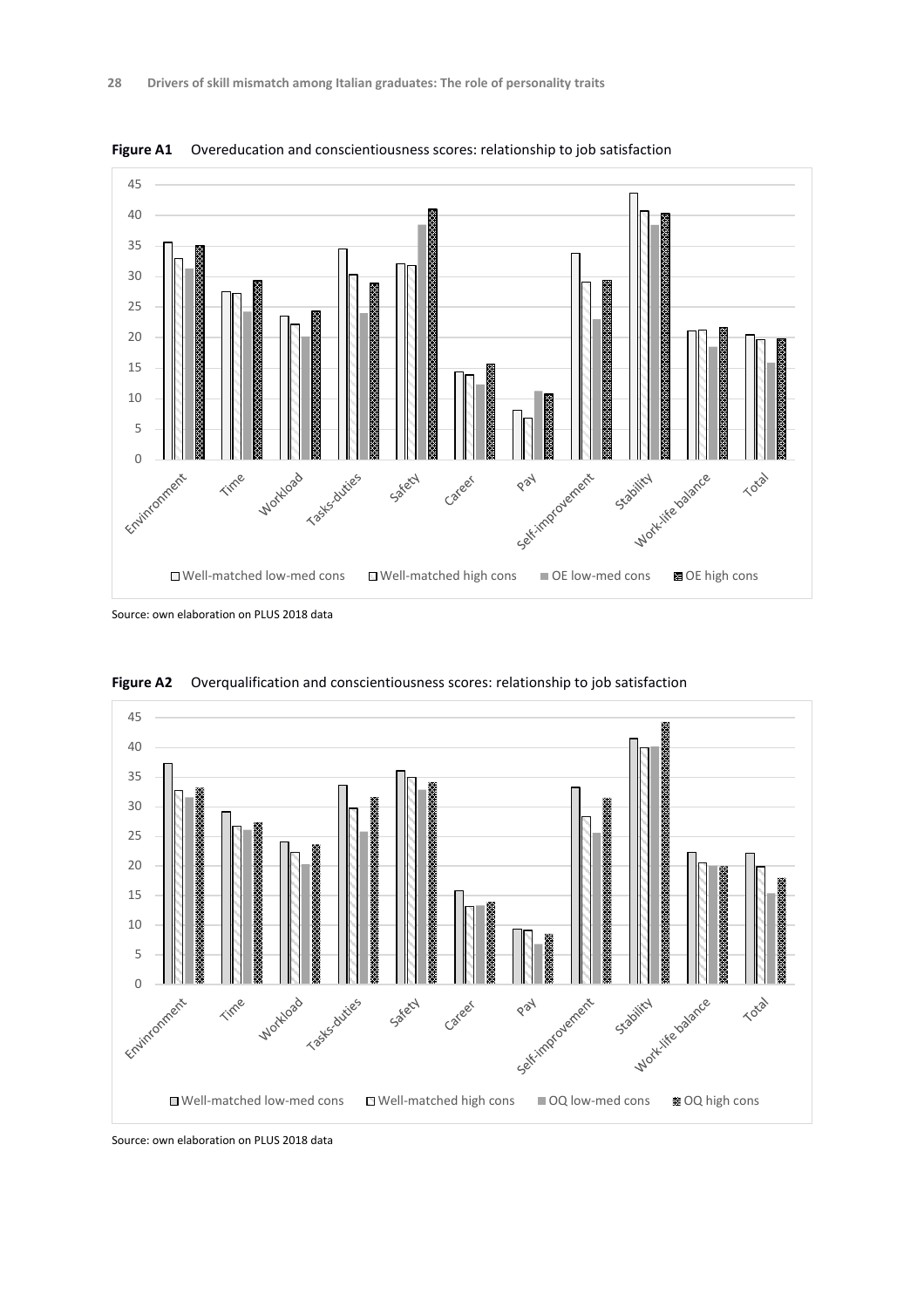**Figure A1** Overeducation and conscientiousness scores: relationship to job satisfaction

Source: own elaboration on PLUS 2018 data

**Figure A2** Overqualification and conscientiousness scores: relationship to job satisfaction

Source: own elaboration on PLUS 2018 data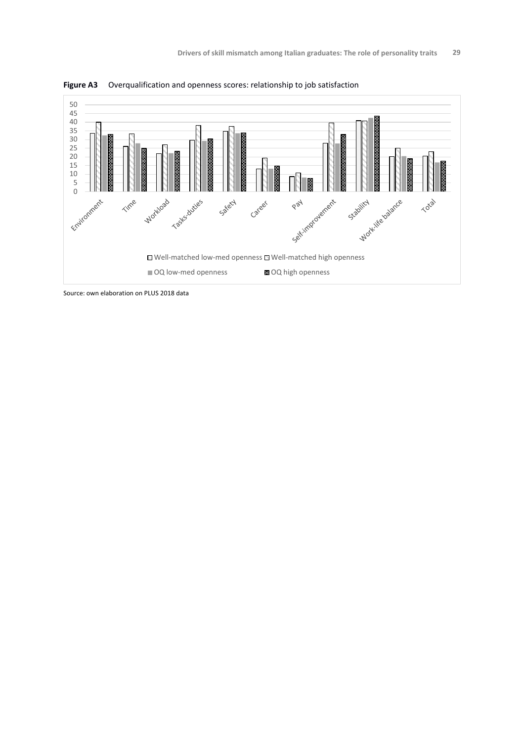**Figure A3** Overqualification and openness scores: relationship to job satisfaction

Source: own elaboration on PLUS 2018 data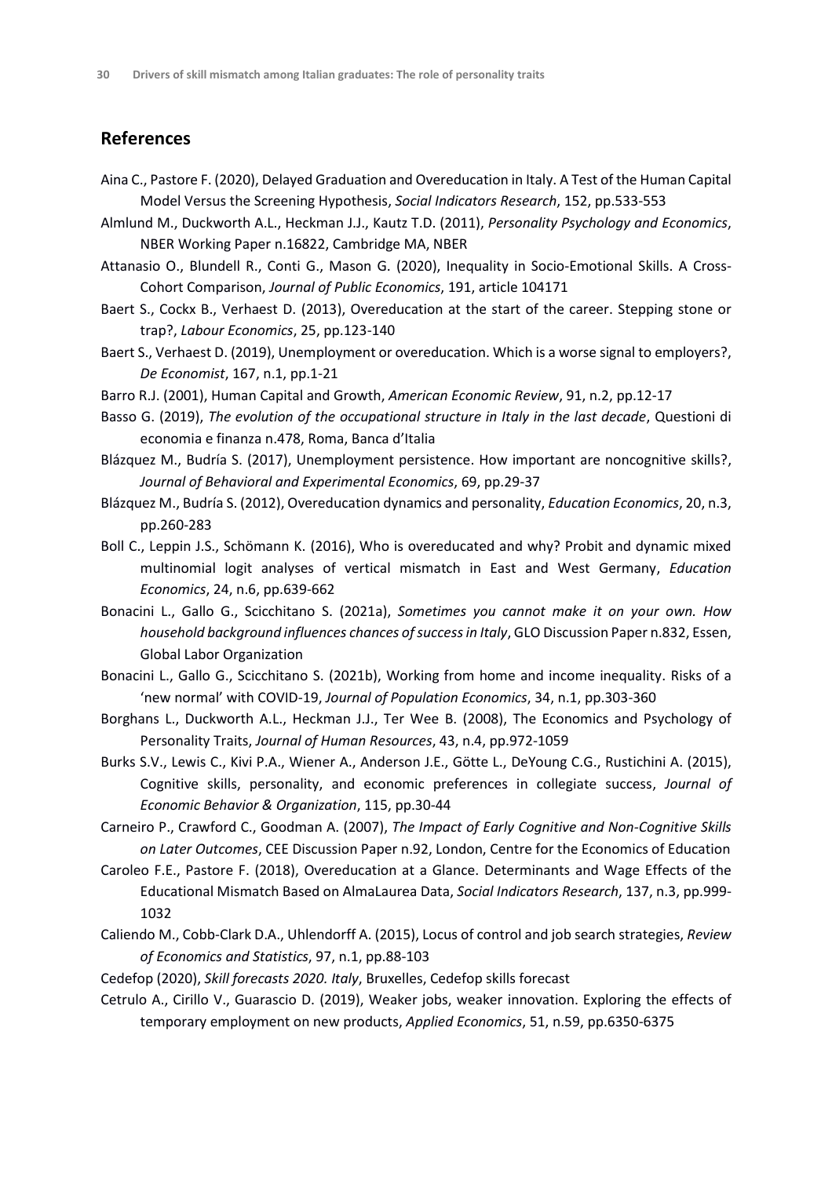## References

Aina C., Pastore F. (2020), Delayed Graduation and Overeducation in Italy. A Test of the Human Capital Model Versus the Screening Hypothesis, *Social Indicators Research*, 152, pp.533-553

Almlund M., Duckworth A.L., Heckman J.J., Kautz T.D. (2011), *Personality Psychology and Economics*, NBER Working Paper n.16822, Cambridge MA, NBER

Attanasio O., Blundell R., Conti G., Mason G. (2020), Inequality in Socio-Emotional Skills. A Cross-Cohort Comparison, *Journal of Public Economics*, 191, article 104171

Baert S., Cockx B., Verhaest D. (2013), Overeducation at the start of the career. Stepping stone or trap?, *Labour Economics*, 25, pp.123-140

Baert S., Verhaest D. (2019), Unemployment or overeducation. Which is a worse signal to employers?, *De Economist*, 167, n.1, pp.1-21

Barro R.J. (2001), Human Capital and Growth, *American Economic Review*, 91, n.2, pp.12-17

Basso G. (2019), *The evolution of the occupational structure in Italy in the last decade*, Questioni di economia e finanza n.478, Roma, Banca d'Italia

Blázquez M., Budría S. (2017), Unemployment persistence. How important are noncognitive skills?, *Journal of Behavioral and Experimental Economics*, 69, pp.29-37

Blázquez M., Budría S. (2012), Overeducation dynamics and personality, *Education Economics*, 20, n.3, pp.260-283

Boll C., Leppin J.S., Schömann K. (2016), Who is overeducated and why? Probit and dynamic mixed multinomial logit analyses of vertical mismatch in East and West Germany, *Education Economics*, 24, n.6, pp.639-662

Bonacini L., Gallo G., Scicchitano S. (2021a), *Sometimes you cannot make it on your own. How household background influences chances of success in Italy*, GLO Discussion Paper n.832, Essen, Global Labor Organization

Bonacini L., Gallo G., Scicchitano S. (2021b), Working from home and income inequality. Risks of a 'new normal' with COVID-19, *Journal of Population Economics*, 34, n.1, pp.303-360

Borghans L., Duckworth A.L., Heckman J.J., Ter Wee B. (2008), The Economics and Psychology of Personality Traits, *Journal of Human Resources*, 43, n.4, pp.972-1059

Burks S.V., Lewis C., Kivi P.A., Wiener A., Anderson J.E., Götte L., DeYoung C.G., Rustichini A. (2015), Cognitive skills, personality, and economic preferences in collegiate success, *Journal of Economic Behavior & Organization*, 115, pp.30-44

Carneiro P., Crawford C., Goodman A. (2007), *The Impact of Early Cognitive and Non-Cognitive Skills on Later Outcomes*, CEE Discussion Paper n.92, London, Centre for the Economics of Education

Caroleo F.E., Pastore F. (2018), Overeducation at a Glance. Determinants and Wage Effects of the Educational Mismatch Based on AlmaLaurea Data, *Social Indicators Research*, 137, n.3, pp.999-1032

Caliendo M., Cobb-Clark D.A., Uhlendorff A. (2015), Locus of control and job search strategies, *Review of Economics and Statistics*, 97, n.1, pp.88-103

Cedefop (2020), *Skill forecasts 2020. Italy*, Bruxelles, Cedefop skills forecast

Cetrulo A., Cirillo V., Guarascio D. (2019), Weaker jobs, weaker innovation. Exploring the effects of temporary employment on new products, *Applied Economics*, 51, n.59, pp.6350-6375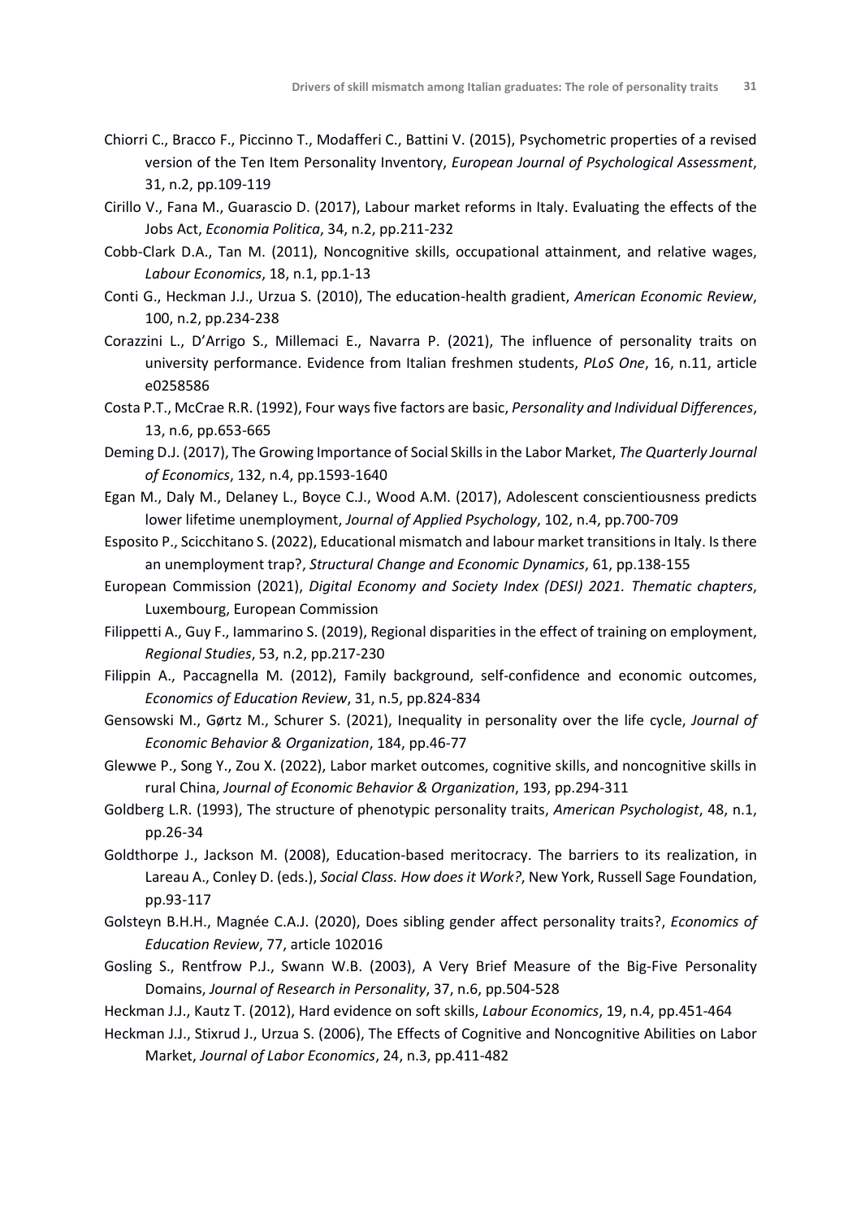Chiorri C., Bracco F., Piccinno T., Modafferi C., Battini V. (2015), Psychometric properties of a revised version of the Ten Item Personality Inventory, *European Journal of Psychological Assessment*, 31, n.2, pp.109-119

Cirillo V., Fana M., Guarascio D. (2017), Labour market reforms in Italy. Evaluating the effects of the Jobs Act, *Economia Politica*, 34, n.2, pp.211-232

Cobb-Clark D.A., Tan M. (2011), Noncognitive skills, occupational attainment, and relative wages, *Labour Economics*, 18, n.1, pp.1-13

Conti G., Heckman J.J., Urzua S. (2010), The education-health gradient, *American Economic Review*, 100, n.2, pp.234-238

Corazzini L., D'Arrigo S., Millemaci E., Navarra P. (2021), The influence of personality traits on university performance. Evidence from Italian freshmen students, *PLoS One*, 16, n.11, article e0258586

Costa P.T., McCrae R.R. (1992), Four ways five factors are basic, *Personality and Individual Differences*, 13, n.6, pp.653-665

Deming D.J. (2017), The Growing Importance of Social Skills in the Labor Market, *The Quarterly Journal of Economics*, 132, n.4, pp.1593-1640

Egan M., Daly M., Delaney L., Boyce C.J., Wood A.M. (2017), Adolescent conscientiousness predicts lower lifetime unemployment, *Journal of Applied Psychology*, 102, n.4, pp.700-709

Esposito P., Scicchitano S. (2022), Educational mismatch and labour market transitions in Italy. Is there an unemployment trap?, *Structural Change and Economic Dynamics*, 61, pp.138-155

European Commission (2021), *Digital Economy and Society Index (DESI) 2021. Thematic chapters*, Luxembourg, European Commission

Filippetti A., Guy F., Iammarino S. (2019), Regional disparities in the effect of training on employment, *Regional Studies*, 53, n.2, pp.217-230

Filippin A., Paccagnella M. (2012), Family background, self-confidence and economic outcomes, *Economics of Education Review*, 31, n.5, pp.824-834

Gensowski M., Gørtz M., Schurer S. (2021), Inequality in personality over the life cycle, *Journal of Economic Behavior & Organization*, 184, pp.46-77

Glewwe P., Song Y., Zou X. (2022), Labor market outcomes, cognitive skills, and noncognitive skills in rural China, *Journal of Economic Behavior & Organization*, 193, pp.294-311

Goldberg L.R. (1993), The structure of phenotypic personality traits, *American Psychologist*, 48, n.1, pp.26-34

Goldthorpe J., Jackson M. (2008), Education-based meritocracy. The barriers to its realization, in Lareau A., Conley D. (eds.), *Social Class. How does it Work?*, New York, Russell Sage Foundation, pp.93-117

Golsteyn B.H.H., Magnée C.A.J. (2020), Does sibling gender affect personality traits?, *Economics of Education Review*, 77, article 102016

Gosling S., Rentfrow P.J., Swann W.B. (2003), A Very Brief Measure of the Big-Five Personality Domains, *Journal of Research in Personality*, 37, n.6, pp.504-528

Heckman J.J., Kautz T. (2012), Hard evidence on soft skills, *Labour Economics*, 19, n.4, pp.451-464

Heckman J.J., Stixrud J., Urzua S. (2006), The Effects of Cognitive and Noncognitive Abilities on Labor Market, *Journal of Labor Economics*, 24, n.3, pp.411-482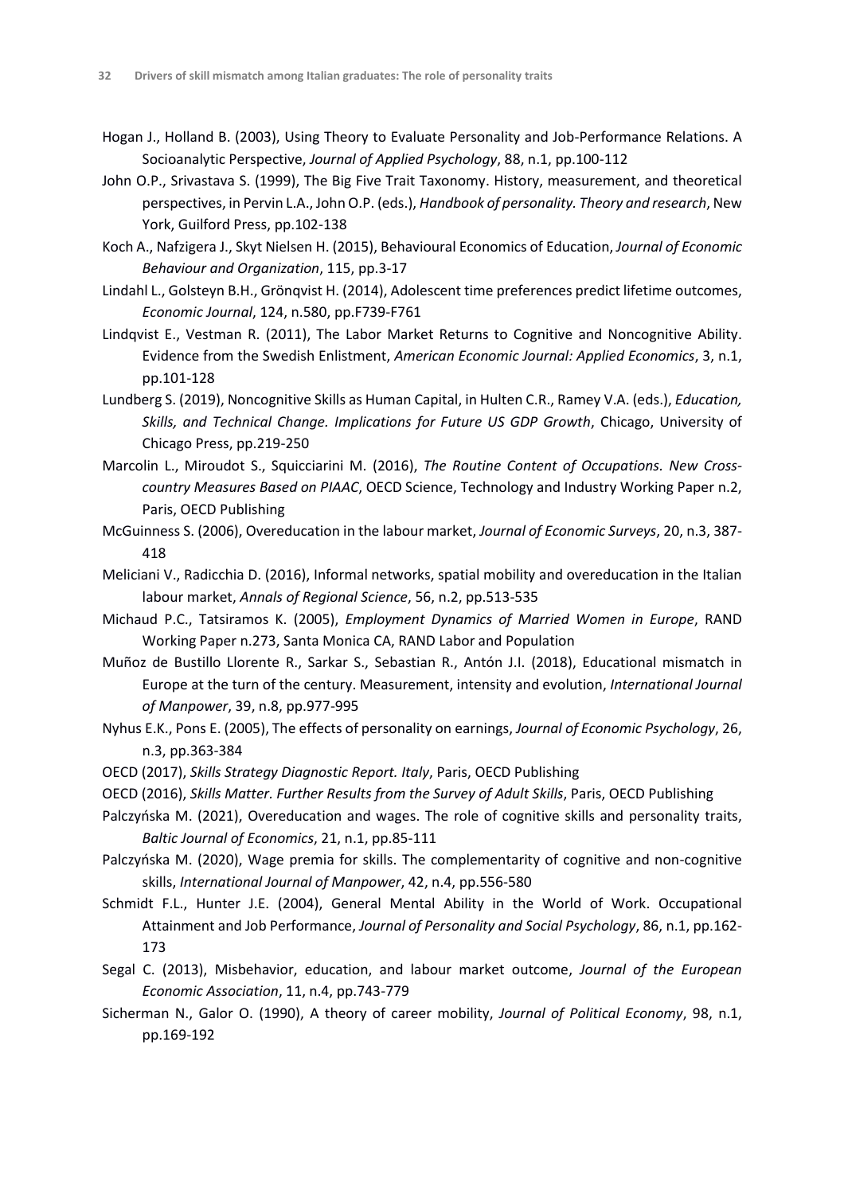Hogan J., Holland B. (2003), Using Theory to Evaluate Personality and Job-Performance Relations. A Socioanalytic Perspective, *Journal of Applied Psychology*, 88, n.1, pp.100-112

John O.P., Srivastava S. (1999), The Big Five Trait Taxonomy. History, measurement, and theoretical perspectives, in Pervin L.A., John O.P. (eds.), *Handbook of personality. Theory and research*, New York, Guilford Press, pp.102-138

Koch A., Nafzigera J., Skyt Nielsen H. (2015), Behavioural Economics of Education, *Journal of Economic Behaviour and Organization*, 115, pp.3-17

Lindahl L., Golsteyn B.H., Grönqvist H. (2014), Adolescent time preferences predict lifetime outcomes, *Economic Journal*, 124, n.580, pp.F739-F761

Lindqvist E., Vestman R. (2011), The Labor Market Returns to Cognitive and Noncognitive Ability. Evidence from the Swedish Enlistment, *American Economic Journal: Applied Economics*, 3, n.1, pp.101-128

Lundberg S. (2019), Noncognitive Skills as Human Capital, in Hulten C.R., Ramey V.A. (eds.), *Education, Skills, and Technical Change. Implications for Future US GDP Growth*, Chicago, University of Chicago Press, pp.219-250

Marcolin L., Miroudot S., Squicciarini M. (2016), *The Routine Content of Occupations. New Cross-country Measures Based on PIAAC*, OECD Science, Technology and Industry Working Paper n.2, Paris, OECD Publishing

McGuinness S. (2006), Overeducation in the labour market, *Journal of Economic Surveys*, 20, n.3, 387-418

Meliciani V., Radicchia D. (2016), Informal networks, spatial mobility and overeducation in the Italian labour market, *Annals of Regional Science*, 56, n.2, pp.513-535

Michaud P.C., Tatsiramos K. (2005), *Employment Dynamics of Married Women in Europe*, RAND Working Paper n.273, Santa Monica CA, RAND Labor and Population

Muñoz de Bustillo Llorente R., Sarkar S., Sebastian R., Antón J.I. (2018), Educational mismatch in Europe at the turn of the century. Measurement, intensity and evolution, *International Journal of Manpower*, 39, n.8, pp.977-995

Nyhus E.K., Pons E. (2005), The effects of personality on earnings, *Journal of Economic Psychology*, 26, n.3, pp.363-384

OECD (2017), *Skills Strategy Diagnostic Report. Italy*, Paris, OECD Publishing

OECD (2016), *Skills Matter. Further Results from the Survey of Adult Skills*, Paris, OECD Publishing

Palczyńska M. (2021), Overeducation and wages. The role of cognitive skills and personality traits, *Baltic Journal of Economics*, 21, n.1, pp.85-111

Palczyńska M. (2020), Wage premia for skills. The complementarity of cognitive and non-cognitive skills, *International Journal of Manpower*, 42, n.4, pp.556-580

Schmidt F.L., Hunter J.E. (2004), General Mental Ability in the World of Work. Occupational Attainment and Job Performance, *Journal of Personality and Social Psychology*, 86, n.1, pp.162-173

Segal C. (2013), Misbehavior, education, and labour market outcome, *Journal of the European Economic Association*, 11, n.4, pp.743-779

Sicherman N., Galor O. (1990), A theory of career mobility, *Journal of Political Economy*, 98, n.1, pp.169-192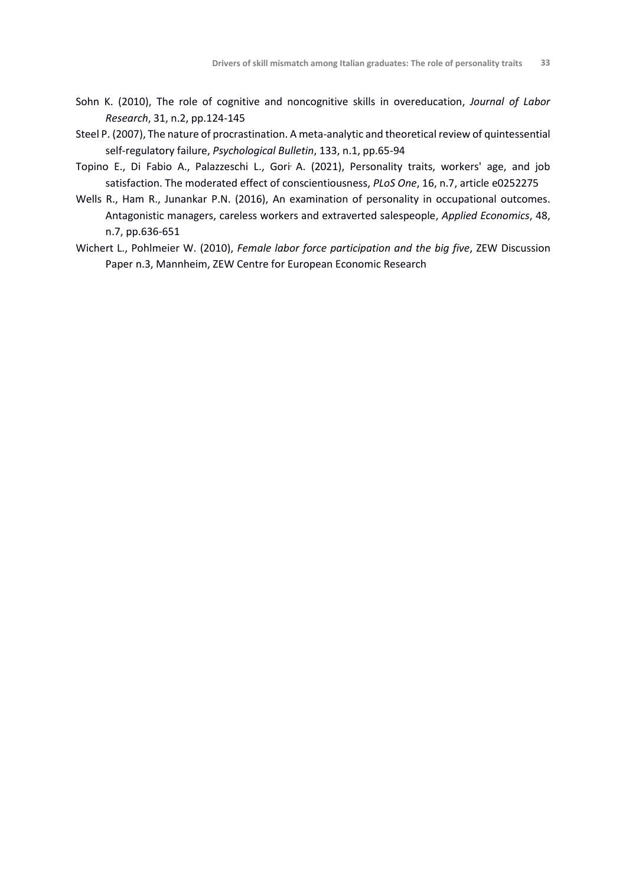Sohn K. (2010), The role of cognitive and noncognitive skills in overeducation, *Journal of Labor Research*, 31, n.2, pp.124-145

Steel P. (2007), The nature of procrastination. A meta-analytic and theoretical review of quintessential self-regulatory failure, *Psychological Bulletin*, 133, n.1, pp.65-94

Topino E., Di Fabio A., Palazzeschi L., Gori A. (2021), Personality traits, workers' age, and job satisfaction. The moderated effect of conscientiousness, *PLoS One*, 16, n.7, article e0252275

Wells R., Ham R., Junankar P.N. (2016), An examination of personality in occupational outcomes. Antagonistic managers, careless workers and extraverted salespeople, *Applied Economics*, 48, n.7, pp.636-651

Wichert L., Pohlmeier W. (2010), *Female labor force participation and the big five*, ZEW Discussion Paper n.3, Mannheim, ZEW Centre for European Economic Research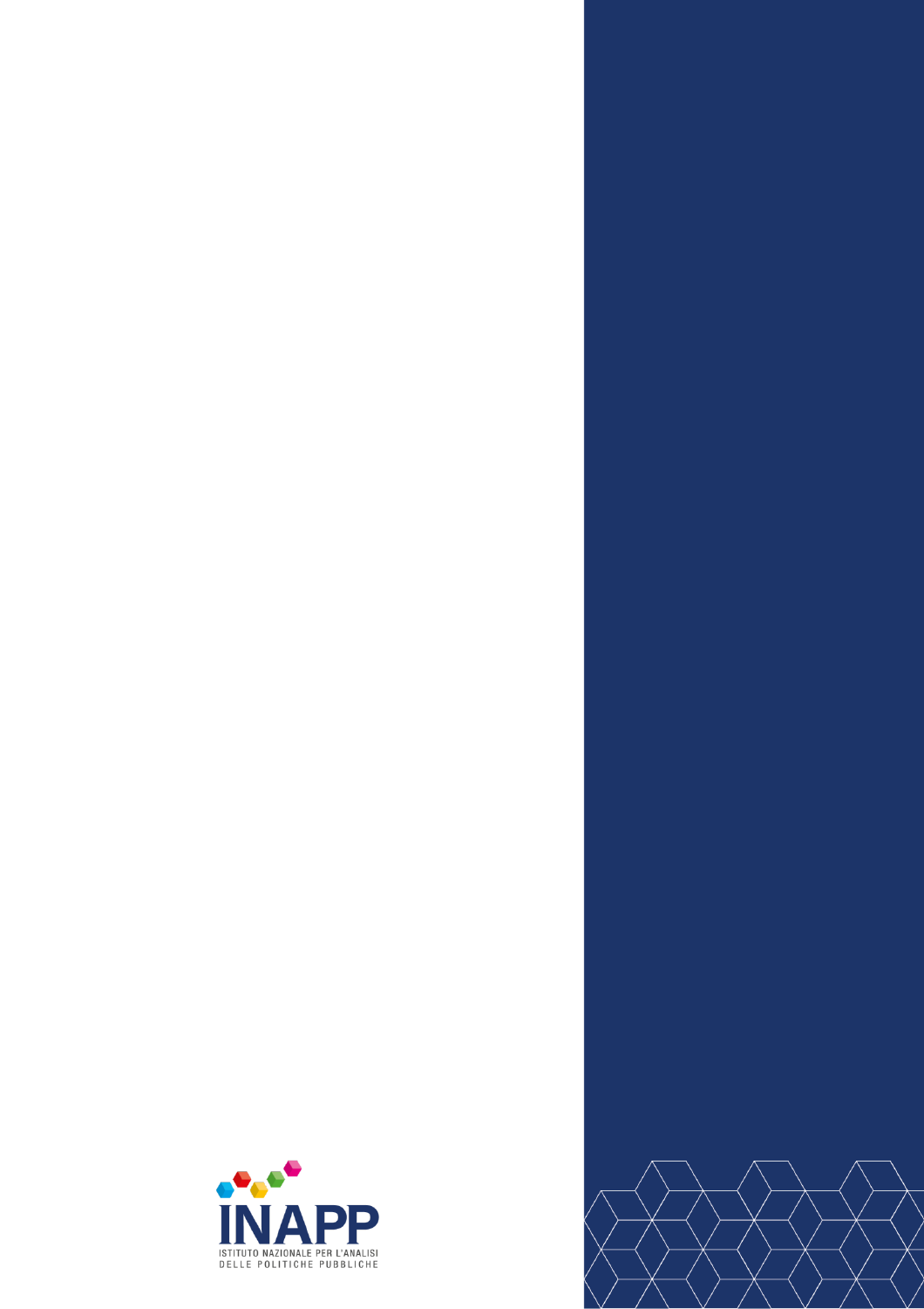INAPP

ISTITUTO NAZIONALE PER L'ANALISI DELLE POLITICHE PUBBLICHE